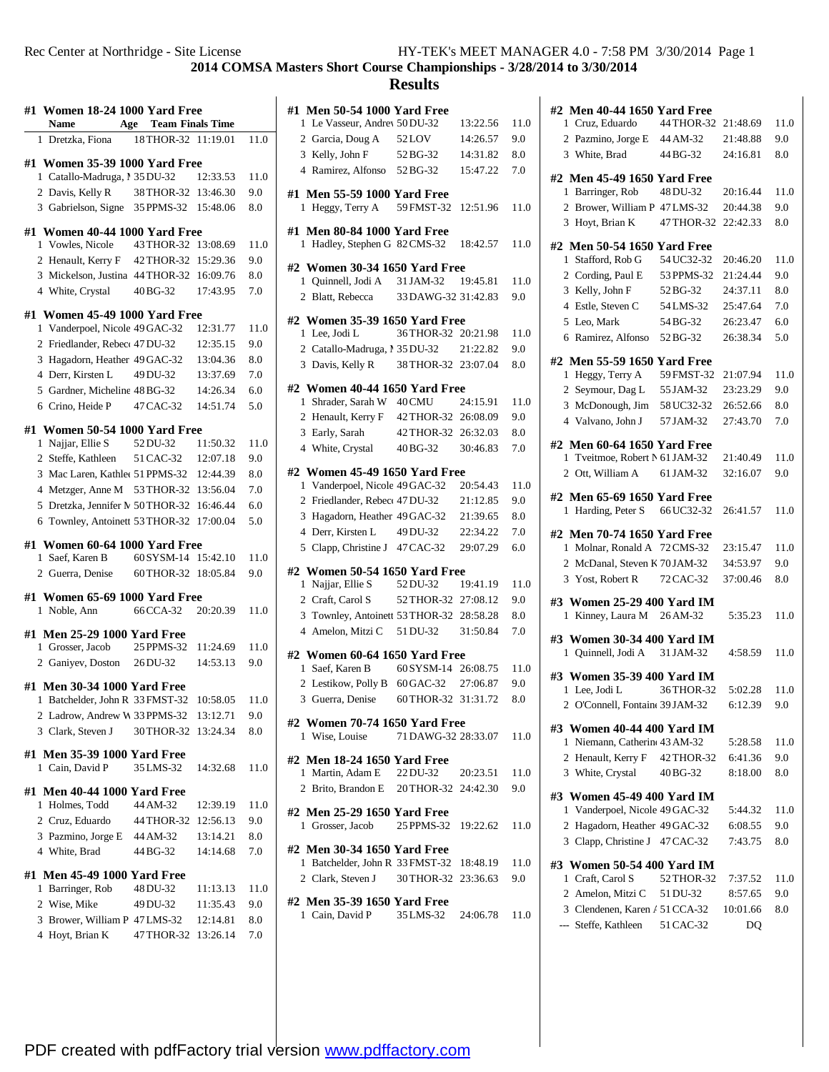Rec Center at Northridge - Site License

## 2014 COMSA Masters Short Course Championships - 3/28/2014 to 3/30/2014

## Results

### #1 Women 18-24 1000 Yard Free

| | Name | Age | Team | Finals Time | |
|---|---|---|---|---|---|
| 1 | Dretzka, Fiona | 18 | THOR-32 | 11:19.01 | 11.0 |

### #1 Women 35-39 1000 Yard Free

| | Name | Age | Team | Finals Time | |
|---|---|---|---|---|---|
| 1 | Catallo-Madruga, M | 35 | DU-32 | 12:33.53 | 11.0 |
| 2 | Davis, Kelly R | 38 | THOR-32 | 13:46.30 | 9.0 |
| 3 | Gabrielson, Signe | 35 | PPMS-32 | 15:48.06 | 8.0 |

### #1 Women 40-44 1000 Yard Free

| | Name | Age | Team | Finals Time | |
|---|---|---|---|---|---|
| 1 | Vowles, Nicole | 43 | THOR-32 | 13:08.69 | 11.0 |
| 2 | Henault, Kerry F | 42 | THOR-32 | 15:29.36 | 9.0 |
| 3 | Mickelson, Justina | 44 | THOR-32 | 16:09.76 | 8.0 |
| 4 | White, Crystal | 40 | BG-32 | 17:43.95 | 7.0 |

### #1 Women 45-49 1000 Yard Free

| | Name | Age | Team | Finals Time | |
|---|---|---|---|---|---|
| 1 | Vanderpoel, Nicole | 49 | GAC-32 | 12:31.77 | 11.0 |
| 2 | Friedlander, Rebecc | 47 | DU-32 | 12:35.15 | 9.0 |
| 3 | Hagadorn, Heather | 49 | GAC-32 | 13:04.36 | 8.0 |
| 4 | Derr, Kirsten L | 49 | DU-32 | 13:37.69 | 7.0 |
| 5 | Gardner, Micheline | 48 | BG-32 | 14:26.34 | 6.0 |
| 6 | Crino, Heide P | 47 | CAC-32 | 14:51.74 | 5.0 |

### #1 Women 50-54 1000 Yard Free

| | Name | Age | Team | Finals Time | |
|---|---|---|---|---|---|
| 1 | Najjar, Ellie S | 52 | DU-32 | 11:50.32 | 11.0 |
| 2 | Steffe, Kathleen | 51 | CAC-32 | 12:07.18 | 9.0 |
| 3 | Mac Laren, Kathlee | 51 | PPMS-32 | 12:44.39 | 8.0 |
| 4 | Metzger, Anne M | 53 | THOR-32 | 13:56.04 | 7.0 |
| 5 | Dretzka, Jennifer M | 50 | THOR-32 | 16:46.44 | 6.0 |
| 6 | Townley, Antoinett | 53 | THOR-32 | 17:00.04 | 5.0 |

### #1 Women 60-64 1000 Yard Free

| | Name | Age | Team | Finals Time | |
|---|---|---|---|---|---|
| 1 | Saef, Karen B | 60 | SYSM-14 | 15:42.10 | 11.0 |
| 2 | Guerra, Denise | 60 | THOR-32 | 18:05.84 | 9.0 |

### #1 Women 65-69 1000 Yard Free

| | Name | Age | Team | Finals Time | |
|---|---|---|---|---|---|
| 1 | Noble, Ann | 66 | CCA-32 | 20:20.39 | 11.0 |

### #1 Men 25-29 1000 Yard Free

| | Name | Age | Team | Finals Time | |
|---|---|---|---|---|---|
| 1 | Grosser, Jacob | 25 | PPMS-32 | 11:24.69 | 11.0 |
| 2 | Ganiyev, Doston | 26 | DU-32 | 14:53.13 | 9.0 |

### #1 Men 30-34 1000 Yard Free

| | Name | Age | Team | Finals Time | |
|---|---|---|---|---|---|
| 1 | Batchelder, John R | 33 | FMST-32 | 10:58.05 | 11.0 |
| 2 | Ladrow, Andrew W | 33 | PPMS-32 | 13:12.71 | 9.0 |
| 3 | Clark, Steven J | 30 | THOR-32 | 13:24.34 | 8.0 |

### #1 Men 35-39 1000 Yard Free

| | Name | Age | Team | Finals Time | |
|---|---|---|---|---|---|
| 1 | Cain, David P | 35 | LMS-32 | 14:32.68 | 11.0 |

### #1 Men 40-44 1000 Yard Free

| | Name | Age | Team | Finals Time | |
|---|---|---|---|---|---|
| 1 | Holmes, Todd | 44 | AM-32 | 12:39.19 | 11.0 |
| 2 | Cruz, Eduardo | 44 | THOR-32 | 12:56.13 | 9.0 |
| 3 | Pazmino, Jorge E | 44 | AM-32 | 13:14.21 | 8.0 |
| 4 | White, Brad | 44 | BG-32 | 14:14.68 | 7.0 |

### #1 Men 45-49 1000 Yard Free

| | Name | Age | Team | Finals Time | |
|---|---|---|---|---|---|
| 1 | Barringer, Rob | 48 | DU-32 | 11:13.13 | 11.0 |
| 2 | Wise, Mike | 49 | DU-32 | 11:35.43 | 9.0 |
| 3 | Brower, William P | 47 | LMS-32 | 12:14.81 | 8.0 |
| 4 | Hoyt, Brian K | 47 | THOR-32 | 13:26.14 | 7.0 |

### #1 Men 50-54 1000 Yard Free

| | Name | Age | Team | Finals Time | |
|---|---|---|---|---|---|
| 1 | Le Vasseur, Andrew | 50 | DU-32 | 13:22.56 | 11.0 |
| 2 | Garcia, Doug A | 52 | LOV | 14:26.57 | 9.0 |
| 3 | Kelly, John F | 52 | BG-32 | 14:31.82 | 8.0 |
| 4 | Ramirez, Alfonso | 52 | BG-32 | 15:47.22 | 7.0 |

### #1 Men 55-59 1000 Yard Free

| | Name | Age | Team | Finals Time | |
|---|---|---|---|---|---|
| 1 | Heggy, Terry A | 59 | FMST-32 | 12:51.96 | 11.0 |

### #1 Men 80-84 1000 Yard Free

| | Name | Age | Team | Finals Time | |
|---|---|---|---|---|---|
| 1 | Hadley, Stephen G | 82 | CMS-32 | 18:42.57 | 11.0 |

### #2 Women 30-34 1650 Yard Free

| | Name | Age | Team | Finals Time | |
|---|---|---|---|---|---|
| 1 | Quinnell, Jodi A | 31 | JAM-32 | 19:45.81 | 11.0 |
| 2 | Blatt, Rebecca | 33 | DAWG-32 | 31:42.83 | 9.0 |

### #2 Women 35-39 1650 Yard Free

| | Name | Age | Team | Finals Time | |
|---|---|---|---|---|---|
| 1 | Lee, Jodi L | 36 | THOR-32 | 20:21.98 | 11.0 |
| 2 | Catallo-Madruga, M | 35 | DU-32 | 21:22.82 | 9.0 |
| 3 | Davis, Kelly R | 38 | THOR-32 | 23:07.04 | 8.0 |

### #2 Women 40-44 1650 Yard Free

| | Name | Age | Team | Finals Time | |
|---|---|---|---|---|---|
| 1 | Shrader, Sarah W | 40 | CMU | 24:15.91 | 11.0 |
| 2 | Henault, Kerry F | 42 | THOR-32 | 26:08.09 | 9.0 |
| 3 | Early, Sarah | 42 | THOR-32 | 26:32.03 | 8.0 |
| 4 | White, Crystal | 40 | BG-32 | 30:46.83 | 7.0 |

### #2 Women 45-49 1650 Yard Free

| | Name | Age | Team | Finals Time | |
|---|---|---|---|---|---|
| 1 | Vanderpoel, Nicole | 49 | GAC-32 | 20:54.43 | 11.0 |
| 2 | Friedlander, Rebecc | 47 | DU-32 | 21:12.85 | 9.0 |
| 3 | Hagadorn, Heather | 49 | GAC-32 | 21:39.65 | 8.0 |
| 4 | Derr, Kirsten L | 49 | DU-32 | 22:34.22 | 7.0 |
| 5 | Clapp, Christine J | 47 | CAC-32 | 29:07.29 | 6.0 |

### #2 Women 50-54 1650 Yard Free

| | Name | Age | Team | Finals Time | |
|---|---|---|---|---|---|
| 1 | Najjar, Ellie S | 52 | DU-32 | 19:41.19 | 11.0 |
| 2 | Craft, Carol S | 52 | THOR-32 | 27:08.12 | 9.0 |
| 3 | Townley, Antoinett | 53 | THOR-32 | 28:58.28 | 8.0 |
| 4 | Amelon, Mitzi C | 51 | DU-32 | 31:50.84 | 7.0 |

### #2 Women 60-64 1650 Yard Free

| | Name | Age | Team | Finals Time | |
|---|---|---|---|---|---|
| 1 | Saef, Karen B | 60 | SYSM-14 | 26:08.75 | 11.0 |
| 2 | Lestikow, Polly B | 60 | GAC-32 | 27:06.87 | 9.0 |
| 3 | Guerra, Denise | 60 | THOR-32 | 31:31.72 | 8.0 |

### #2 Women 70-74 1650 Yard Free

| | Name | Age | Team | Finals Time | |
|---|---|---|---|---|---|
| 1 | Wise, Louise | 71 | DAWG-32 | 28:33.07 | 11.0 |

### #2 Men 18-24 1650 Yard Free

| | Name | Age | Team | Finals Time | |
|---|---|---|---|---|---|
| 1 | Martin, Adam E | 22 | DU-32 | 20:23.51 | 11.0 |
| 2 | Brito, Brandon E | 20 | THOR-32 | 24:42.30 | 9.0 |

### #2 Men 25-29 1650 Yard Free

| | Name | Age | Team | Finals Time | |
|---|---|---|---|---|---|
| 1 | Grosser, Jacob | 25 | PPMS-32 | 19:22.62 | 11.0 |

### #2 Men 30-34 1650 Yard Free

| | Name | Age | Team | Finals Time | |
|---|---|---|---|---|---|
| 1 | Batchelder, John R | 33 | FMST-32 | 18:48.19 | 11.0 |
| 2 | Clark, Steven J | 30 | THOR-32 | 23:36.63 | 9.0 |

### #2 Men 35-39 1650 Yard Free

| | Name | Age | Team | Finals Time | |
|---|---|---|---|---|---|
| 1 | Cain, David P | 35 | LMS-32 | 24:06.78 | 11.0 |

### #2 Men 40-44 1650 Yard Free

| | Name | Age | Team | Finals Time | |
|---|---|---|---|---|---|
| 1 | Cruz, Eduardo | 44 | THOR-32 | 21:48.69 | 11.0 |
| 2 | Pazmino, Jorge E | 44 | AM-32 | 21:48.88 | 9.0 |
| 3 | White, Brad | 44 | BG-32 | 24:16.81 | 8.0 |

### #2 Men 45-49 1650 Yard Free

| | Name | Age | Team | Finals Time | |
|---|---|---|---|---|---|
| 1 | Barringer, Rob | 48 | DU-32 | 20:16.44 | 11.0 |
| 2 | Brower, William P | 47 | LMS-32 | 20:44.38 | 9.0 |
| 3 | Hoyt, Brian K | 47 | THOR-32 | 22:42.33 | 8.0 |

### #2 Men 50-54 1650 Yard Free

| | Name | Age | Team | Finals Time | |
|---|---|---|---|---|---|
| 1 | Stafford, Rob G | 54 | UC32-32 | 20:46.20 | 11.0 |
| 2 | Cording, Paul E | 53 | PPMS-32 | 21:24.44 | 9.0 |
| 3 | Kelly, John F | 52 | BG-32 | 24:37.11 | 8.0 |
| 4 | Estle, Steven C | 54 | LMS-32 | 25:47.64 | 7.0 |
| 5 | Leo, Mark | 54 | BG-32 | 26:23.47 | 6.0 |
| 6 | Ramirez, Alfonso | 52 | BG-32 | 26:38.34 | 5.0 |

### #2 Men 55-59 1650 Yard Free

| | Name | Age | Team | Finals Time | |
|---|---|---|---|---|---|
| 1 | Heggy, Terry A | 59 | FMST-32 | 21:07.94 | 11.0 |
| 2 | Seymour, Dag L | 55 | JAM-32 | 23:23.29 | 9.0 |
| 3 | McDonough, Jim | 58 | UC32-32 | 26:52.66 | 8.0 |
| 4 | Valvano, John J | 57 | JAM-32 | 27:43.70 | 7.0 |

### #2 Men 60-64 1650 Yard Free

| | Name | Age | Team | Finals Time | |
|---|---|---|---|---|---|
| 1 | Tveitmoe, Robert N | 61 | JAM-32 | 21:40.49 | 11.0 |
| 2 | Ott, William A | 61 | JAM-32 | 32:16.07 | 9.0 |

### #2 Men 65-69 1650 Yard Free

| | Name | Age | Team | Finals Time | |
|---|---|---|---|---|---|
| 1 | Harding, Peter S | 66 | UC32-32 | 26:41.57 | 11.0 |

### #2 Men 70-74 1650 Yard Free

| | Name | Age | Team | Finals Time | |
|---|---|---|---|---|---|
| 1 | Molnar, Ronald A | 72 | CMS-32 | 23:15.47 | 11.0 |
| 2 | McDanal, Steven K | 70 | JAM-32 | 34:53.97 | 9.0 |
| 3 | Yost, Robert R | 72 | CAC-32 | 37:00.46 | 8.0 |

### #3 Women 25-29 400 Yard IM

| | Name | Age | Team | Finals Time | |
|---|---|---|---|---|---|
| 1 | Kinney, Laura M | 26 | AM-32 | 5:35.23 | 11.0 |

### #3 Women 30-34 400 Yard IM

| | Name | Age | Team | Finals Time | |
|---|---|---|---|---|---|
| 1 | Quinnell, Jodi A | 31 | JAM-32 | 4:58.59 | 11.0 |

### #3 Women 35-39 400 Yard IM

| | Name | Age | Team | Finals Time | |
|---|---|---|---|---|---|
| 1 | Lee, Jodi L | 36 | THOR-32 | 5:02.28 | 11.0 |
| 2 | O'Connell, Fontaine | 39 | JAM-32 | 6:12.39 | 9.0 |

### #3 Women 40-44 400 Yard IM

| | Name | Age | Team | Finals Time | |
|---|---|---|---|---|---|
| 1 | Niemann, Catherine | 43 | AM-32 | 5:28.58 | 11.0 |
| 2 | Henault, Kerry F | 42 | THOR-32 | 6:41.36 | 9.0 |
| 3 | White, Crystal | 40 | BG-32 | 8:18.00 | 8.0 |

### #3 Women 45-49 400 Yard IM

| | Name | Age | Team | Finals Time | |
|---|---|---|---|---|---|
| 1 | Vanderpoel, Nicole | 49 | GAC-32 | 5:44.32 | 11.0 |
| 2 | Hagadorn, Heather | 49 | GAC-32 | 6:08.55 | 9.0 |
| 3 | Clapp, Christine J | 47 | CAC-32 | 7:43.75 | 8.0 |

### #3 Women 50-54 400 Yard IM

| | Name | Age | Team | Finals Time | |
|---|---|---|---|---|---|
| 1 | Craft, Carol S | 52 | THOR-32 | 7:37.52 | 11.0 |
| 2 | Amelon, Mitzi C | 51 | DU-32 | 8:57.65 | 9.0 |
| 3 | Clendenen, Karen A | 51 | CCA-32 | 10:01.66 | 8.0 |
| --- | Steffe, Kathleen | 51 | CAC-32 | DQ | |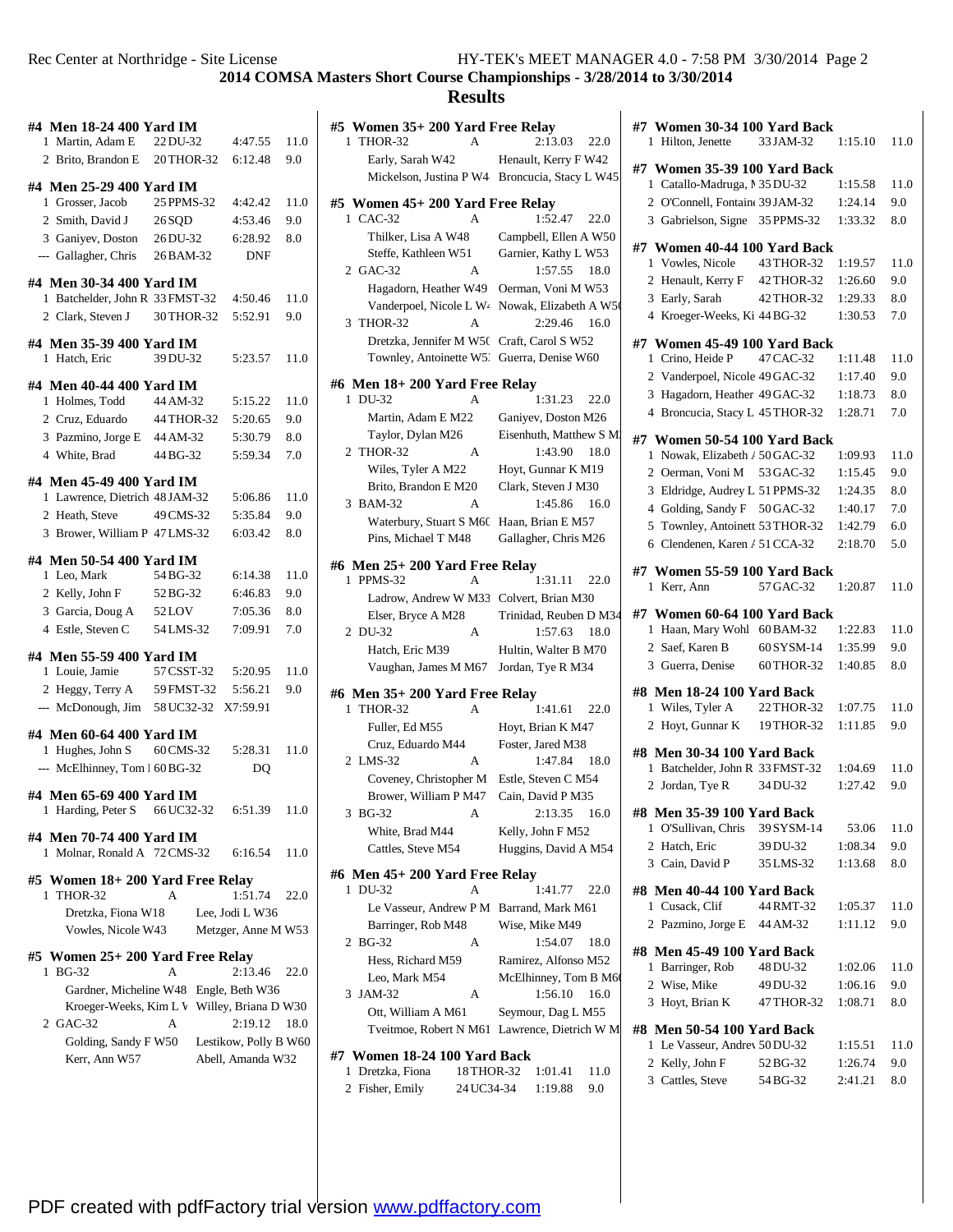Rec Center at Northridge - Site License HY-TEK's MEET MANAGER 4.0 - 7:58 PM 3/30/2014

**2014 COMSA Masters Short Course Championships - 3/28/2014 to 3/30/2014**

**Results**

#### #4 Men 18-24 400 Yard IM
| | | | | |
|---|---|---|---|---|
| 1 | Martin, Adam E | 22 DU-32 | 4:47.55 | 11.0 |
| 2 | Brito, Brandon E | 20 THOR-32 | 6:12.48 | 9.0 |

#### #4 Men 25-29 400 Yard IM
| | | | | |
|---|---|---|---|---|
| 1 | Grosser, Jacob | 25 PPMS-32 | 4:42.42 | 11.0 |
| 2 | Smith, David J | 26 SQD | 4:53.46 | 9.0 |
| 3 | Ganiyev, Doston | 26 DU-32 | 6:28.92 | 8.0 |
| --- | Gallagher, Chris | 26 BAM-32 | DNF | |

#### #4 Men 30-34 400 Yard IM
| | | | | |
|---|---|---|---|---|
| 1 | Batchelder, John R | 33 FMST-32 | 4:50.46 | 11.0 |
| 2 | Clark, Steven J | 30 THOR-32 | 5:52.91 | 9.0 |

#### #4 Men 35-39 400 Yard IM
| | | | | |
|---|---|---|---|---|
| 1 | Hatch, Eric | 39 DU-32 | 5:23.57 | 11.0 |

#### #4 Men 40-44 400 Yard IM
| | | | | |
|---|---|---|---|---|
| 1 | Holmes, Todd | 44 AM-32 | 5:15.22 | 11.0 |
| 2 | Cruz, Eduardo | 44 THOR-32 | 5:20.65 | 9.0 |
| 3 | Pazmino, Jorge E | 44 AM-32 | 5:30.79 | 8.0 |
| 4 | White, Brad | 44 BG-32 | 5:59.34 | 7.0 |

#### #4 Men 45-49 400 Yard IM
| | | | | |
|---|---|---|---|---|
| 1 | Lawrence, Dietrich | 48 JAM-32 | 5:06.86 | 11.0 |
| 2 | Heath, Steve | 49 CMS-32 | 5:35.84 | 9.0 |
| 3 | Brower, William P | 47 LMS-32 | 6:03.42 | 8.0 |

#### #4 Men 50-54 400 Yard IM
| | | | | |
|---|---|---|---|---|
| 1 | Leo, Mark | 54 BG-32 | 6:14.38 | 11.0 |
| 2 | Kelly, John F | 52 BG-32 | 6:46.83 | 9.0 |
| 3 | Garcia, Doug A | 52 LOV | 7:05.36 | 8.0 |
| 4 | Estle, Steven C | 54 LMS-32 | 7:09.91 | 7.0 |

#### #4 Men 55-59 400 Yard IM
| | | | | |
|---|---|---|---|---|
| 1 | Louie, Jamie | 57 CSST-32 | 5:20.95 | 11.0 |
| 2 | Heggy, Terry A | 59 FMST-32 | 5:56.21 | 9.0 |
| --- | McDonough, Jim | 58 UC32-32 | X7:59.91 | |

#### #4 Men 60-64 400 Yard IM
| | | | | |
|---|---|---|---|---|
| 1 | Hughes, John S | 60 CMS-32 | 5:28.31 | 11.0 |
| --- | McElhinney, Tom B | 60 BG-32 | DQ | |

#### #4 Men 65-69 400 Yard IM
| | | | | |
|---|---|---|---|---|
| 1 | Harding, Peter S | 66 UC32-32 | 6:51.39 | 11.0 |

#### #4 Men 70-74 400 Yard IM
| | | | | |
|---|---|---|---|---|
| 1 | Molnar, Ronald A | 72 CMS-32 | 6:16.54 | 11.0 |

#### #5 Women 18+ 200 Yard Free Relay
| | | | | |
|---|---|---|---|---|
| 1 | THOR-32 | A | 1:51.74 | 22.0 |
| | Dretzka, Fiona W18 | Lee, Jodi L W36 | | |
| | Vowles, Nicole W43 | Metzger, Anne M W53 | | |

#### #5 Women 25+ 200 Yard Free Relay
| | | | | |
|---|---|---|---|---|
| 1 | BG-32 | A | 2:13.46 | 22.0 |
| | Gardner, Micheline W48 | Engle, Beth W36 | | |
| | Kroeger-Weeks, Kim L W | Willey, Briana D W30 | | |
| 2 | GAC-32 | A | 2:19.12 | 18.0 |
| | Golding, Sandy F W50 | Lestikow, Polly B W60 | | |
| | Kerr, Ann W57 | Abell, Amanda W32 | | |

#### #5 Women 35+ 200 Yard Free Relay
| | | | | |
|---|---|---|---|---|
| 1 | THOR-32 | A | 2:13.03 | 22.0 |
| | Early, Sarah W42 | Henault, Kerry F W42 | | |
| | Mickelson, Justina P W4 | Broncucia, Stacy L W45 | | |

#### #5 Women 45+ 200 Yard Free Relay
| | | | | |
|---|---|---|---|---|
| 1 | CAC-32 | A | 1:52.47 | 22.0 |
| | Thilker, Lisa A W48 | Campbell, Ellen A W50 | | |
| | Steffe, Kathleen W51 | Garnier, Kathy L W53 | | |
| 2 | GAC-32 | A | 1:57.55 | 18.0 |
| | Hagadorn, Heather W49 | Oerman, Voni M W53 | | |
| | Vanderpoel, Nicole L W4 | Nowak, Elizabeth A W5 | | |
| 3 | THOR-32 | A | 2:29.46 | 16.0 |
| | Dretzka, Jennifer M W5 | Craft, Carol S W52 | | |
| | Townley, Antoinette W5 | Guerra, Denise W60 | | |

#### #6 Men 18+ 200 Yard Free Relay
| | | | | |
|---|---|---|---|---|
| 1 | DU-32 | A | 1:31.23 | 22.0 |
| | Martin, Adam E M22 | Ganiyev, Doston M26 | | |
| | Taylor, Dylan M26 | Eisenhuth, Matthew S M | | |
| 2 | THOR-32 | A | 1:43.90 | 18.0 |
| | Wiles, Tyler A M22 | Hoyt, Gunnar K M19 | | |
| | Brito, Brandon E M20 | Clark, Steven J M30 | | |
| 3 | BAM-32 | A | 1:45.86 | 16.0 |
| | Waterbury, Stuart S M6 | Haan, Brian E M57 | | |
| | Pins, Michael T M48 | Gallagher, Chris M26 | | |

#### #6 Men 25+ 200 Yard Free Relay
| | | | | |
|---|---|---|---|---|
| 1 | PPMS-32 | A | 1:31.11 | 22.0 |
| | Ladrow, Andrew W M33 | Colvert, Brian M30 | | |
| | Elser, Bryce A M28 | Trinidad, Reuben D M34 | | |
| 2 | DU-32 | A | 1:57.63 | 18.0 |
| | Hatch, Eric M39 | Hultin, Walter B M70 | | |
| | Vaughan, James M M67 | Jordan, Tye R M34 | | |

#### #6 Men 35+ 200 Yard Free Relay
| | | | | |
|---|---|---|---|---|
| 1 | THOR-32 | A | 1:41.61 | 22.0 |
| | Fuller, Ed M55 | Hoyt, Brian K M47 | | |
| | Cruz, Eduardo M44 | Foster, Jared M38 | | |
| 2 | LMS-32 | A | 1:47.84 | 18.0 |
| | Coveney, Christopher M | Estle, Steven C M54 | | |
| | Brower, William P M47 | Cain, David P M35 | | |
| 3 | BG-32 | A | 2:13.35 | 16.0 |
| | White, Brad M44 | Kelly, John F M52 | | |
| | Cattles, Steve M54 | Huggins, David A M54 | | |

#### #6 Men 45+ 200 Yard Free Relay
| | | | | |
|---|---|---|---|---|
| 1 | DU-32 | A | 1:41.77 | 22.0 |
| | Le Vasseur, Andrew P M | Barrand, Mark M61 | | |
| | Barringer, Rob M48 | Wise, Mike M49 | | |
| 2 | BG-32 | A | 1:54.07 | 18.0 |
| | Hess, Richard M59 | Ramirez, Alfonso M52 | | |
| | Leo, Mark M54 | McElhinney, Tom B M6 | | |
| 3 | JAM-32 | A | 1:56.10 | 16.0 |
| | Ott, William A M61 | Seymour, Dag L M55 | | |
| | Tveitmoe, Robert N M61 | Lawrence, Dietrich W M | | |

#### #7 Women 18-24 100 Yard Back
| | | | | |
|---|---|---|---|---|
| 1 | Dretzka, Fiona | 18 THOR-32 | 1:01.41 | 11.0 |
| 2 | Fisher, Emily | 24 UC34-34 | 1:19.88 | 9.0 |

#### #7 Women 30-34 100 Yard Back
| | | | | |
|---|---|---|---|---|
| 1 | Hilton, Jenette | 33 JAM-32 | 1:15.10 | 11.0 |

#### #7 Women 35-39 100 Yard Back
| | | | | |
|---|---|---|---|---|
| 1 | Catallo-Madruga, M | 35 DU-32 | 1:15.58 | 11.0 |
| 2 | O'Connell, Fontaine | 39 JAM-32 | 1:24.14 | 9.0 |
| 3 | Gabrielson, Signe | 35 PPMS-32 | 1:33.32 | 8.0 |

#### #7 Women 40-44 100 Yard Back
| | | | | |
|---|---|---|---|---|
| 1 | Vowles, Nicole | 43 THOR-32 | 1:19.57 | 11.0 |
| 2 | Henault, Kerry F | 42 THOR-32 | 1:26.60 | 9.0 |
| 3 | Early, Sarah | 42 THOR-32 | 1:29.33 | 8.0 |
| 4 | Kroeger-Weeks, Ki | 44 BG-32 | 1:30.53 | 7.0 |

#### #7 Women 45-49 100 Yard Back
| | | | | |
|---|---|---|---|---|
| 1 | Crino, Heide P | 47 CAC-32 | 1:11.48 | 11.0 |
| 2 | Vanderpoel, Nicole | 49 GAC-32 | 1:17.40 | 9.0 |
| 3 | Hagadorn, Heather | 49 GAC-32 | 1:18.73 | 8.0 |
| 4 | Broncucia, Stacy L | 45 THOR-32 | 1:28.71 | 7.0 |

#### #7 Women 50-54 100 Yard Back
| | | | | |
|---|---|---|---|---|
| 1 | Nowak, Elizabeth A | 50 GAC-32 | 1:09.93 | 11.0 |
| 2 | Oerman, Voni M | 53 GAC-32 | 1:15.45 | 9.0 |
| 3 | Eldridge, Audrey L | 51 PPMS-32 | 1:24.35 | 8.0 |
| 4 | Golding, Sandy F | 50 GAC-32 | 1:40.17 | 7.0 |
| 5 | Townley, Antoinette | 53 THOR-32 | 1:42.79 | 6.0 |
| 6 | Clendenen, Karen A | 51 CCA-32 | 2:18.70 | 5.0 |

#### #7 Women 55-59 100 Yard Back
| | | | | |
|---|---|---|---|---|
| 1 | Kerr, Ann | 57 GAC-32 | 1:20.87 | 11.0 |

#### #7 Women 60-64 100 Yard Back
| | | | | |
|---|---|---|---|---|
| 1 | Haan, Mary Wohl | 60 BAM-32 | 1:22.83 | 11.0 |
| 2 | Saef, Karen B | 60 SYSM-14 | 1:35.99 | 9.0 |
| 3 | Guerra, Denise | 60 THOR-32 | 1:40.85 | 8.0 |

#### #8 Men 18-24 100 Yard Back
| | | | | |
|---|---|---|---|---|
| 1 | Wiles, Tyler A | 22 THOR-32 | 1:07.75 | 11.0 |
| 2 | Hoyt, Gunnar K | 19 THOR-32 | 1:11.85 | 9.0 |

#### #8 Men 30-34 100 Yard Back
| | | | | |
|---|---|---|---|---|
| 1 | Batchelder, John R | 33 FMST-32 | 1:04.69 | 11.0 |
| 2 | Jordan, Tye R | 34 DU-32 | 1:27.42 | 9.0 |

#### #8 Men 35-39 100 Yard Back
| | | | | |
|---|---|---|---|---|
| 1 | O'Sullivan, Chris | 39 SYSM-14 | 53.06 | 11.0 |
| 2 | Hatch, Eric | 39 DU-32 | 1:08.34 | 9.0 |
| 3 | Cain, David P | 35 LMS-32 | 1:13.68 | 8.0 |

#### #8 Men 40-44 100 Yard Back
| | | | | |
|---|---|---|---|---|
| 1 | Cusack, Clif | 44 RMT-32 | 1:05.37 | 11.0 |
| 2 | Pazmino, Jorge E | 44 AM-32 | 1:11.12 | 9.0 |

#### #8 Men 45-49 100 Yard Back
| | | | | |
|---|---|---|---|---|
| 1 | Barringer, Rob | 48 DU-32 | 1:02.06 | 11.0 |
| 2 | Wise, Mike | 49 DU-32 | 1:06.16 | 9.0 |
| 3 | Hoyt, Brian K | 47 THOR-32 | 1:08.71 | 8.0 |

#### #8 Men 50-54 100 Yard Back
| | | | | |
|---|---|---|---|---|
| 1 | Le Vasseur, Andrew | 50 DU-32 | 1:15.51 | 11.0 |
| 2 | Kelly, John F | 52 BG-32 | 1:26.74 | 9.0 |
| 3 | Cattles, Steve | 54 BG-32 | 2:41.21 | 8.0 |

PDF created with pdfFactory trial version www.pdffactory.com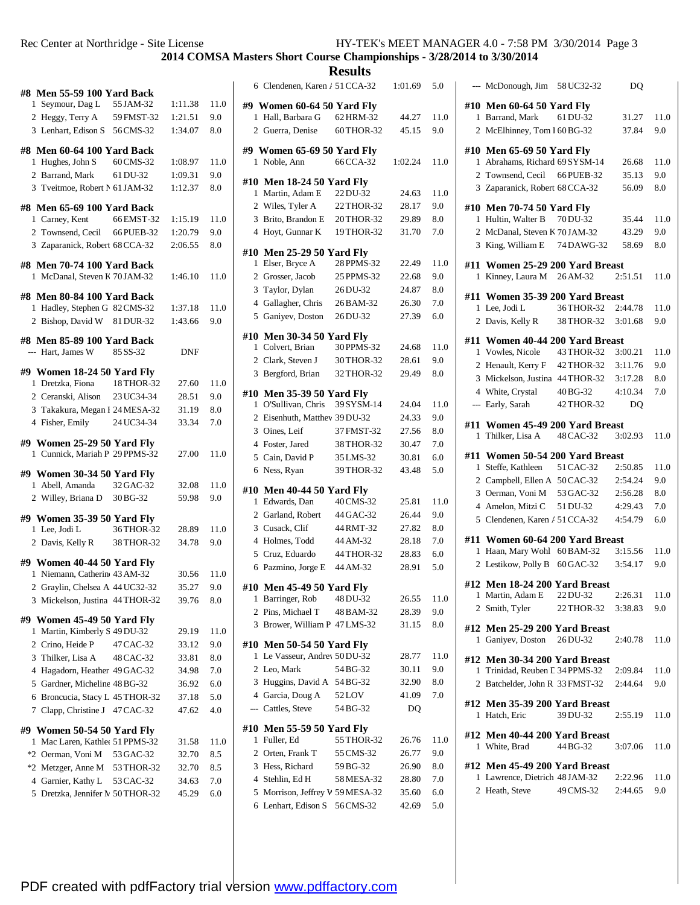## 2014 COMSA Masters Short Course Championships - 3/28/2014 to 3/30/2014

### Results

**#8 Men 55-59 100 Yard Back**

| Place | Name | Age | Team | Time | Points |
|---|---|---|---|---|---|
| 1 | Seymour, Dag L | 55 | JAM-32 | 1:11.38 | 11.0 |
| 2 | Heggy, Terry A | 59 | FMST-32 | 1:21.51 | 9.0 |
| 3 | Lenhart, Edison S | 56 | CMS-32 | 1:34.07 | 8.0 |

**#8 Men 60-64 100 Yard Back**

| Place | Name | Age | Team | Time | Points |
|---|---|---|---|---|---|
| 1 | Hughes, John S | 60 | CMS-32 | 1:08.97 | 11.0 |
| 2 | Barrand, Mark | 61 | DU-32 | 1:09.31 | 9.0 |
| 3 | Tveitmoe, Robert N | 61 | JAM-32 | 1:12.37 | 8.0 |

**#8 Men 65-69 100 Yard Back**

| Place | Name | Age | Team | Time | Points |
|---|---|---|---|---|---|
| 1 | Carney, Kent | 66 | EMST-32 | 1:15.19 | 11.0 |
| 2 | Townsend, Cecil | 66 | PUEB-32 | 1:20.79 | 9.0 |
| 3 | Zaparanick, Robert | 68 | CCA-32 | 2:06.55 | 8.0 |

**#8 Men 70-74 100 Yard Back**

| Place | Name | Age | Team | Time | Points |
|---|---|---|---|---|---|
| 1 | McDanal, Steven K | 70 | JAM-32 | 1:46.10 | 11.0 |

**#8 Men 80-84 100 Yard Back**

| Place | Name | Age | Team | Time | Points |
|---|---|---|---|---|---|
| 1 | Hadley, Stephen G | 82 | CMS-32 | 1:37.18 | 11.0 |
| 2 | Bishop, David W | 81 | DUR-32 | 1:43.66 | 9.0 |

**#8 Men 85-89 100 Yard Back**

| Place | Name | Age | Team | Time | Points |
|---|---|---|---|---|---|
| --- | Hart, James W | 85 | SS-32 | DNF | |

**#9 Women 18-24 50 Yard Fly**

| Place | Name | Age | Team | Time | Points |
|---|---|---|---|---|---|
| 1 | Dretzka, Fiona | 18 | THOR-32 | 27.60 | 11.0 |
| 2 | Ceranski, Alison | 23 | UC34-34 | 28.51 | 9.0 |
| 3 | Takakura, Megan I | 24 | MESA-32 | 31.19 | 8.0 |
| 4 | Fisher, Emily | 24 | UC34-34 | 33.34 | 7.0 |

**#9 Women 25-29 50 Yard Fly**

| Place | Name | Age | Team | Time | Points |
|---|---|---|---|---|---|
| 1 | Cunnick, Mariah P | 29 | PPMS-32 | 27.00 | 11.0 |

**#9 Women 30-34 50 Yard Fly**

| Place | Name | Age | Team | Time | Points |
|---|---|---|---|---|---|
| 1 | Abell, Amanda | 32 | GAC-32 | 32.08 | 11.0 |
| 2 | Willey, Briana D | 30 | BG-32 | 59.98 | 9.0 |

**#9 Women 35-39 50 Yard Fly**

| Place | Name | Age | Team | Time | Points |
|---|---|---|---|---|---|
| 1 | Lee, Jodi L | 36 | THOR-32 | 28.89 | 11.0 |
| 2 | Davis, Kelly R | 38 | THOR-32 | 34.78 | 9.0 |

**#9 Women 40-44 50 Yard Fly**

| Place | Name | Age | Team | Time | Points |
|---|---|---|---|---|---|
| 1 | Niemann, Catherin | 43 | AM-32 | 30.56 | 11.0 |
| 2 | Graylin, Chelsea A | 44 | UC32-32 | 35.27 | 9.0 |
| 3 | Mickelson, Justina | 44 | THOR-32 | 39.76 | 8.0 |

**#9 Women 45-49 50 Yard Fly**

| Place | Name | Age | Team | Time | Points |
|---|---|---|---|---|---|
| 1 | Martin, Kimberly S | 49 | DU-32 | 29.19 | 11.0 |
| 2 | Crino, Heide P | 47 | CAC-32 | 33.12 | 9.0 |
| 3 | Thilker, Lisa A | 48 | CAC-32 | 33.81 | 8.0 |
| 4 | Hagadorn, Heather | 49 | GAC-32 | 34.98 | 7.0 |
| 5 | Gardner, Micheline | 48 | BG-32 | 36.92 | 6.0 |
| 6 | Broncucia, Stacy L | 45 | THOR-32 | 37.18 | 5.0 |
| 7 | Clapp, Christine J | 47 | CAC-32 | 47.62 | 4.0 |

**#9 Women 50-54 50 Yard Fly**

| Place | Name | Age | Team | Time | Points |
|---|---|---|---|---|---|
| 1 | Mac Laren, Kathle | 51 | PPMS-32 | 31.58 | 11.0 |
| *2 | Oerman, Voni M | 53 | GAC-32 | 32.70 | 8.5 |
| *2 | Metzger, Anne M | 53 | THOR-32 | 32.70 | 8.5 |
| 4 | Garnier, Kathy L | 53 | CAC-32 | 34.63 | 7.0 |
| 5 | Dretzka, Jennifer M | 50 | THOR-32 | 45.29 | 6.0 |
| 6 | Clendenen, Karen A | 51 | CCA-32 | 1:01.69 | 5.0 |

**#9 Women 60-64 50 Yard Fly**

| Place | Name | Age | Team | Time | Points |
|---|---|---|---|---|---|
| 1 | Hall, Barbara G | 62 | HRM-32 | 44.27 | 11.0 |
| 2 | Guerra, Denise | 60 | THOR-32 | 45.15 | 9.0 |

**#9 Women 65-69 50 Yard Fly**

| Place | Name | Age | Team | Time | Points |
|---|---|---|---|---|---|
| 1 | Noble, Ann | 66 | CCA-32 | 1:02.24 | 11.0 |

**#10 Men 18-24 50 Yard Fly**

| Place | Name | Age | Team | Time | Points |
|---|---|---|---|---|---|
| 1 | Martin, Adam E | 22 | DU-32 | 24.63 | 11.0 |
| 2 | Wiles, Tyler A | 22 | THOR-32 | 28.17 | 9.0 |
| 3 | Brito, Brandon E | 20 | THOR-32 | 29.89 | 8.0 |
| 4 | Hoyt, Gunnar K | 19 | THOR-32 | 31.70 | 7.0 |

**#10 Men 25-29 50 Yard Fly**

| Place | Name | Age | Team | Time | Points |
|---|---|---|---|---|---|
| 1 | Elser, Bryce A | 28 | PPMS-32 | 22.49 | 11.0 |
| 2 | Grosser, Jacob | 25 | PPMS-32 | 22.68 | 9.0 |
| 3 | Taylor, Dylan | 26 | DU-32 | 24.87 | 8.0 |
| 4 | Gallagher, Chris | 26 | BAM-32 | 26.30 | 7.0 |
| 5 | Ganiyev, Doston | 26 | DU-32 | 27.39 | 6.0 |

**#10 Men 30-34 50 Yard Fly**

| Place | Name | Age | Team | Time | Points |
|---|---|---|---|---|---|
| 1 | Colvert, Brian | 30 | PPMS-32 | 24.68 | 11.0 |
| 2 | Clark, Steven J | 30 | THOR-32 | 28.61 | 9.0 |
| 3 | Bergford, Brian | 32 | THOR-32 | 29.49 | 8.0 |

**#10 Men 35-39 50 Yard Fly**

| Place | Name | Age | Team | Time | Points |
|---|---|---|---|---|---|
| 1 | O'Sullivan, Chris | 39 | SYSM-14 | 24.04 | 11.0 |
| 2 | Eisenhuth, Matthew | 39 | DU-32 | 24.33 | 9.0 |
| 3 | Oines, Leif | 37 | FMST-32 | 27.56 | 8.0 |
| 4 | Foster, Jared | 38 | THOR-32 | 30.47 | 7.0 |
| 5 | Cain, David P | 35 | LMS-32 | 30.81 | 6.0 |
| 6 | Ness, Ryan | 39 | THOR-32 | 43.48 | 5.0 |

**#10 Men 40-44 50 Yard Fly**

| Place | Name | Age | Team | Time | Points |
|---|---|---|---|---|---|
| 1 | Edwards, Dan | 40 | CMS-32 | 25.81 | 11.0 |
| 2 | Garland, Robert | 44 | GAC-32 | 26.44 | 9.0 |
| 3 | Cusack, Clif | 44 | RMT-32 | 27.82 | 8.0 |
| 4 | Holmes, Todd | 44 | AM-32 | 28.18 | 7.0 |
| 5 | Cruz, Eduardo | 44 | THOR-32 | 28.83 | 6.0 |
| 6 | Pazmino, Jorge E | 44 | AM-32 | 28.91 | 5.0 |

**#10 Men 45-49 50 Yard Fly**

| Place | Name | Age | Team | Time | Points |
|---|---|---|---|---|---|
| 1 | Barringer, Rob | 48 | DU-32 | 26.55 | 11.0 |
| 2 | Pins, Michael T | 48 | BAM-32 | 28.39 | 9.0 |
| 3 | Brower, William P | 47 | LMS-32 | 31.15 | 8.0 |

**#10 Men 50-54 50 Yard Fly**

| Place | Name | Age | Team | Time | Points |
|---|---|---|---|---|---|
| 1 | Le Vasseur, Andrew | 50 | DU-32 | 28.77 | 11.0 |
| 2 | Leo, Mark | 54 | BG-32 | 30.11 | 9.0 |
| 3 | Huggins, David A | 54 | BG-32 | 32.90 | 8.0 |
| 4 | Garcia, Doug A | 52 | LOV | 41.09 | 7.0 |
| --- | Cattles, Steve | 54 | BG-32 | DQ | |

**#10 Men 55-59 50 Yard Fly**

| Place | Name | Age | Team | Time | Points |
|---|---|---|---|---|---|
| 1 | Fuller, Ed | 55 | THOR-32 | 26.76 | 11.0 |
| 2 | Orten, Frank T | 55 | CMS-32 | 26.77 | 9.0 |
| 3 | Hess, Richard | 59 | BG-32 | 26.90 | 8.0 |
| 4 | Stehlin, Ed H | 58 | MESA-32 | 28.80 | 7.0 |
| 5 | Morrison, Jeffrey W | 59 | MESA-32 | 35.60 | 6.0 |
| 6 | Lenhart, Edison S | 56 | CMS-32 | 42.69 | 5.0 |
| --- | McDonough, Jim | 58 | UC32-32 | DQ | |

**#10 Men 60-64 50 Yard Fly**

| Place | Name | Age | Team | Time | Points |
|---|---|---|---|---|---|
| 1 | Barrand, Mark | 61 | DU-32 | 31.27 | 11.0 |
| 2 | McElhinney, Tom I | 60 | BG-32 | 37.84 | 9.0 |

**#10 Men 65-69 50 Yard Fly**

| Place | Name | Age | Team | Time | Points |
|---|---|---|---|---|---|
| 1 | Abrahams, Richard | 69 | SYSM-14 | 26.68 | 11.0 |
| 2 | Townsend, Cecil | 66 | PUEB-32 | 35.13 | 9.0 |
| 3 | Zaparanick, Robert | 68 | CCA-32 | 56.09 | 8.0 |

**#10 Men 70-74 50 Yard Fly**

| Place | Name | Age | Team | Time | Points |
|---|---|---|---|---|---|
| 1 | Hultin, Walter B | 70 | DU-32 | 35.44 | 11.0 |
| 2 | McDanal, Steven K | 70 | JAM-32 | 43.29 | 9.0 |
| 3 | King, William E | 74 | DAWG-32 | 58.69 | 8.0 |

**#11 Women 25-29 200 Yard Breast**

| Place | Name | Age | Team | Time | Points |
|---|---|---|---|---|---|
| 1 | Kinney, Laura M | 26 | AM-32 | 2:51.51 | 11.0 |

**#11 Women 35-39 200 Yard Breast**

| Place | Name | Age | Team | Time | Points |
|---|---|---|---|---|---|
| 1 | Lee, Jodi L | 36 | THOR-32 | 2:44.78 | 11.0 |
| 2 | Davis, Kelly R | 38 | THOR-32 | 3:01.68 | 9.0 |

**#11 Women 40-44 200 Yard Breast**

| Place | Name | Age | Team | Time | Points |
|---|---|---|---|---|---|
| 1 | Vowles, Nicole | 43 | THOR-32 | 3:00.21 | 11.0 |
| 2 | Henault, Kerry F | 42 | THOR-32 | 3:11.76 | 9.0 |
| 3 | Mickelson, Justina | 44 | THOR-32 | 3:17.28 | 8.0 |
| 4 | White, Crystal | 40 | BG-32 | 4:10.34 | 7.0 |
| --- | Early, Sarah | 42 | THOR-32 | DQ | |

**#11 Women 45-49 200 Yard Breast**

| Place | Name | Age | Team | Time | Points |
|---|---|---|---|---|---|
| 1 | Thilker, Lisa A | 48 | CAC-32 | 3:02.93 | 11.0 |

**#11 Women 50-54 200 Yard Breast**

| Place | Name | Age | Team | Time | Points |
|---|---|---|---|---|---|
| 1 | Steffe, Kathleen | 51 | CAC-32 | 2:50.85 | 11.0 |
| 2 | Campbell, Ellen A | 50 | CAC-32 | 2:54.24 | 9.0 |
| 3 | Oerman, Voni M | 53 | GAC-32 | 2:56.28 | 8.0 |
| 4 | Amelon, Mitzi C | 51 | DU-32 | 4:29.43 | 7.0 |
| 5 | Clendenen, Karen A | 51 | CCA-32 | 4:54.79 | 6.0 |

**#11 Women 60-64 200 Yard Breast**

| Place | Name | Age | Team | Time | Points |
|---|---|---|---|---|---|
| 1 | Haan, Mary Wohl | 60 | BAM-32 | 3:15.56 | 11.0 |
| 2 | Lestikow, Polly B | 60 | GAC-32 | 3:54.17 | 9.0 |

**#12 Men 18-24 200 Yard Breast**

| Place | Name | Age | Team | Time | Points |
|---|---|---|---|---|---|
| 1 | Martin, Adam E | 22 | DU-32 | 2:26.31 | 11.0 |
| 2 | Smith, Tyler | 22 | THOR-32 | 3:38.83 | 9.0 |

**#12 Men 25-29 200 Yard Breast**

| Place | Name | Age | Team | Time | Points |
|---|---|---|---|---|---|
| 1 | Ganiyev, Doston | 26 | DU-32 | 2:40.78 | 11.0 |

**#12 Men 30-34 200 Yard Breast**

| Place | Name | Age | Team | Time | Points |
|---|---|---|---|---|---|
| 1 | Trinidad, Reuben D | 34 | PPMS-32 | 2:09.84 | 11.0 |
| 2 | Batchelder, John R | 33 | FMST-32 | 2:44.64 | 9.0 |

**#12 Men 35-39 200 Yard Breast**

| Place | Name | Age | Team | Time | Points |
|---|---|---|---|---|---|
| 1 | Hatch, Eric | 39 | DU-32 | 2:55.19 | 11.0 |

**#12 Men 40-44 200 Yard Breast**

| Place | Name | Age | Team | Time | Points |
|---|---|---|---|---|---|
| 1 | White, Brad | 44 | BG-32 | 3:07.06 | 11.0 |

**#12 Men 45-49 200 Yard Breast**

| Place | Name | Age | Team | Time | Points |
|---|---|---|---|---|---|
| 1 | Lawrence, Dietrich | 48 | JAM-32 | 2:22.96 | 11.0 |
| 2 | Heath, Steve | 49 | CMS-32 | 2:44.65 | 9.0 |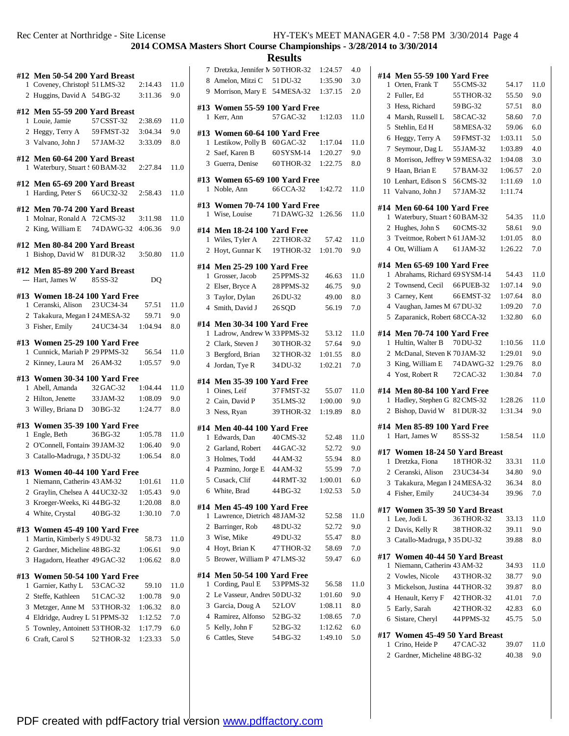# 2014 COMSA Masters Short Course Championships - 3/28/2014 to 3/30/2014

## Results

### #12 Men 50-54 200 Yard Breast

| Place | Name | Age | Team | Time | Points |
|---|---|---|---|---|---|
| 1 | Coveney, Christoph | 51 | LMS-32 | 2:14.43 | 11.0 |
| 2 | Huggins, David A | 54 | BG-32 | 3:11.36 | 9.0 |

### #12 Men 55-59 200 Yard Breast

| Place | Name | Age | Team | Time | Points |
|---|---|---|---|---|---|
| 1 | Louie, Jamie | 57 | CSST-32 | 2:38.69 | 11.0 |
| 2 | Heggy, Terry A | 59 | FMST-32 | 3:04.34 | 9.0 |
| 3 | Valvano, John J | 57 | JAM-32 | 3:33.09 | 8.0 |

### #12 Men 60-64 200 Yard Breast

| Place | Name | Age | Team | Time | Points |
|---|---|---|---|---|---|
| 1 | Waterbury, Stuart S | 60 | BAM-32 | 2:27.84 | 11.0 |

### #12 Men 65-69 200 Yard Breast

| Place | Name | Age | Team | Time | Points |
|---|---|---|---|---|---|
| 1 | Harding, Peter S | 66 | UC32-32 | 2:58.43 | 11.0 |

### #12 Men 70-74 200 Yard Breast

| Place | Name | Age | Team | Time | Points |
|---|---|---|---|---|---|
| 1 | Molnar, Ronald A | 72 | CMS-32 | 3:11.98 | 11.0 |
| 2 | King, William E | 74 | DAWG-32 | 4:06.36 | 9.0 |

### #12 Men 80-84 200 Yard Breast

| Place | Name | Age | Team | Time | Points |
|---|---|---|---|---|---|
| 1 | Bishop, David W | 81 | DUR-32 | 3:50.80 | 11.0 |

### #12 Men 85-89 200 Yard Breast

| Place | Name | Age | Team | Time | Points |
|---|---|---|---|---|---|
| --- | Hart, James W | 85 | SS-32 | DQ | |

### #13 Women 18-24 100 Yard Free

| Place | Name | Age | Team | Time | Points |
|---|---|---|---|---|---|
| 1 | Ceranski, Alison | 23 | UC34-34 | 57.51 | 11.0 |
| 2 | Takakura, Megan I | 24 | MESA-32 | 59.71 | 9.0 |
| 3 | Fisher, Emily | 24 | UC34-34 | 1:04.94 | 8.0 |

### #13 Women 25-29 100 Yard Free

| Place | Name | Age | Team | Time | Points |
|---|---|---|---|---|---|
| 1 | Cunnick, Mariah P | 29 | PPMS-32 | 56.54 | 11.0 |
| 2 | Kinney, Laura M | 26 | AM-32 | 1:05.57 | 9.0 |

### #13 Women 30-34 100 Yard Free

| Place | Name | Age | Team | Time | Points |
|---|---|---|---|---|---|
| 1 | Abell, Amanda | 32 | GAC-32 | 1:04.44 | 11.0 |
| 2 | Hilton, Jenette | 33 | JAM-32 | 1:08.09 | 9.0 |
| 3 | Willey, Briana D | 30 | BG-32 | 1:24.77 | 8.0 |

### #13 Women 35-39 100 Yard Free

| Place | Name | Age | Team | Time | Points |
|---|---|---|---|---|---|
| 1 | Engle, Beth | 36 | BG-32 | 1:05.78 | 11.0 |
| 2 | O'Connell, Fontain | 39 | JAM-32 | 1:06.40 | 9.0 |
| 3 | Catallo-Madruga, M | 35 | DU-32 | 1:06.54 | 8.0 |

### #13 Women 40-44 100 Yard Free

| Place | Name | Age | Team | Time | Points |
|---|---|---|---|---|---|
| 1 | Niemann, Catherin | 43 | AM-32 | 1:01.61 | 11.0 |
| 2 | Graylin, Chelsea A | 44 | UC32-32 | 1:05.43 | 9.0 |
| 3 | Kroeger-Weeks, Ki | 44 | BG-32 | 1:20.08 | 8.0 |
| 4 | White, Crystal | 40 | BG-32 | 1:30.10 | 7.0 |

### #13 Women 45-49 100 Yard Free

| Place | Name | Age | Team | Time | Points |
|---|---|---|---|---|---|
| 1 | Martin, Kimberly S | 49 | DU-32 | 58.73 | 11.0 |
| 2 | Gardner, Micheline | 48 | BG-32 | 1:06.61 | 9.0 |
| 3 | Hagadorn, Heather | 49 | GAC-32 | 1:06.62 | 8.0 |

### #13 Women 50-54 100 Yard Free

| Place | Name | Age | Team | Time | Points |
|---|---|---|---|---|---|
| 1 | Garnier, Kathy L | 53 | CAC-32 | 59.10 | 11.0 |
| 2 | Steffe, Kathleen | 51 | CAC-32 | 1:00.78 | 9.0 |
| 3 | Metzger, Anne M | 53 | THOR-32 | 1:06.32 | 8.0 |
| 4 | Eldridge, Audrey L | 51 | PPMS-32 | 1:12.52 | 7.0 |
| 5 | Townley, Antoinett | 53 | THOR-32 | 1:17.79 | 6.0 |
| 6 | Craft, Carol S | 52 | THOR-32 | 1:23.33 | 5.0 |
| 7 | Dretzka, Jennifer M | 50 | THOR-32 | 1:24.57 | 4.0 |
| 8 | Amelon, Mitzi C | 51 | DU-32 | 1:35.90 | 3.0 |
| 9 | Morrison, Mary E | 54 | MESA-32 | 1:37.15 | 2.0 |

### #13 Women 55-59 100 Yard Free

| Place | Name | Age | Team | Time | Points |
|---|---|---|---|---|---|
| 1 | Kerr, Ann | 57 | GAC-32 | 1:12.03 | 11.0 |

### #13 Women 60-64 100 Yard Free

| Place | Name | Age | Team | Time | Points |
|---|---|---|---|---|---|
| 1 | Lestikow, Polly B | 60 | GAC-32 | 1:17.04 | 11.0 |
| 2 | Saef, Karen B | 60 | SYSM-14 | 1:20.27 | 9.0 |
| 3 | Guerra, Denise | 60 | THOR-32 | 1:22.75 | 8.0 |

### #13 Women 65-69 100 Yard Free

| Place | Name | Age | Team | Time | Points |
|---|---|---|---|---|---|
| 1 | Noble, Ann | 66 | CCA-32 | 1:42.72 | 11.0 |

### #13 Women 70-74 100 Yard Free

| Place | Name | Age | Team | Time | Points |
|---|---|---|---|---|---|
| 1 | Wise, Louise | 71 | DAWG-32 | 1:26.56 | 11.0 |

### #14 Men 18-24 100 Yard Free

| Place | Name | Age | Team | Time | Points |
|---|---|---|---|---|---|
| 1 | Wiles, Tyler A | 22 | THOR-32 | 57.42 | 11.0 |
| 2 | Hoyt, Gunnar K | 19 | THOR-32 | 1:01.70 | 9.0 |

### #14 Men 25-29 100 Yard Free

| Place | Name | Age | Team | Time | Points |
|---|---|---|---|---|---|
| 1 | Grosser, Jacob | 25 | PPMS-32 | 46.63 | 11.0 |
| 2 | Elser, Bryce A | 28 | PPMS-32 | 46.75 | 9.0 |
| 3 | Taylor, Dylan | 26 | DU-32 | 49.00 | 8.0 |
| 4 | Smith, David J | 26 | SQD | 56.19 | 7.0 |

### #14 Men 30-34 100 Yard Free

| Place | Name | Age | Team | Time | Points |
|---|---|---|---|---|---|
| 1 | Ladrow, Andrew W | 33 | PPMS-32 | 53.12 | 11.0 |
| 2 | Clark, Steven J | 30 | THOR-32 | 57.64 | 9.0 |
| 3 | Bergford, Brian | 32 | THOR-32 | 1:01.55 | 8.0 |
| 4 | Jordan, Tye R | 34 | DU-32 | 1:02.21 | 7.0 |

### #14 Men 35-39 100 Yard Free

| Place | Name | Age | Team | Time | Points |
|---|---|---|---|---|---|
| 1 | Oines, Leif | 37 | FMST-32 | 55.07 | 11.0 |
| 2 | Cain, David P | 35 | LMS-32 | 1:00.00 | 9.0 |
| 3 | Ness, Ryan | 39 | THOR-32 | 1:19.89 | 8.0 |

### #14 Men 40-44 100 Yard Free

| Place | Name | Age | Team | Time | Points |
|---|---|---|---|---|---|
| 1 | Edwards, Dan | 40 | CMS-32 | 52.48 | 11.0 |
| 2 | Garland, Robert | 44 | GAC-32 | 52.72 | 9.0 |
| 3 | Holmes, Todd | 44 | AM-32 | 55.94 | 8.0 |
| 4 | Pazmino, Jorge E | 44 | AM-32 | 55.99 | 7.0 |
| 5 | Cusack, Clif | 44 | RMT-32 | 1:00.01 | 6.0 |
| 6 | White, Brad | 44 | BG-32 | 1:02.53 | 5.0 |

### #14 Men 45-49 100 Yard Free

| Place | Name | Age | Team | Time | Points |
|---|---|---|---|---|---|
| 1 | Lawrence, Dietrich | 48 | JAM-32 | 52.58 | 11.0 |
| 2 | Barringer, Rob | 48 | DU-32 | 52.72 | 9.0 |
| 3 | Wise, Mike | 49 | DU-32 | 55.47 | 8.0 |
| 4 | Hoyt, Brian K | 47 | THOR-32 | 58.69 | 7.0 |
| 5 | Brower, William P | 47 | LMS-32 | 59.47 | 6.0 |

### #14 Men 50-54 100 Yard Free

| Place | Name | Age | Team | Time | Points |
|---|---|---|---|---|---|
| 1 | Cording, Paul E | 53 | PPMS-32 | 56.58 | 11.0 |
| 2 | Le Vasseur, Andrew | 50 | DU-32 | 1:01.60 | 9.0 |
| 3 | Garcia, Doug A | 52 | LOV | 1:08.11 | 8.0 |
| 4 | Ramirez, Alfonso | 52 | BG-32 | 1:08.65 | 7.0 |
| 5 | Kelly, John F | 52 | BG-32 | 1:12.62 | 6.0 |
| 6 | Cattles, Steve | 54 | BG-32 | 1:49.10 | 5.0 |

### #14 Men 55-59 100 Yard Free

| Place | Name | Age | Team | Time | Points |
|---|---|---|---|---|---|
| 1 | Orten, Frank T | 55 | CMS-32 | 54.17 | 11.0 |
| 2 | Fuller, Ed | 55 | THOR-32 | 55.50 | 9.0 |
| 3 | Hess, Richard | 59 | BG-32 | 57.51 | 8.0 |
| 4 | Marsh, Russell L | 58 | CAC-32 | 58.60 | 7.0 |
| 5 | Stehlin, Ed H | 58 | MESA-32 | 59.06 | 6.0 |
| 6 | Heggy, Terry A | 59 | FMST-32 | 1:03.11 | 5.0 |
| 7 | Seymour, Dag L | 55 | JAM-32 | 1:03.89 | 4.0 |
| 8 | Morrison, Jeffrey W | 59 | MESA-32 | 1:04.08 | 3.0 |
| 9 | Haan, Brian E | 57 | BAM-32 | 1:06.57 | 2.0 |
| 10 | Lenhart, Edison S | 56 | CMS-32 | 1:11.69 | 1.0 |
| 11 | Valvano, John J | 57 | JAM-32 | 1:11.74 | |

### #14 Men 60-64 100 Yard Free

| Place | Name | Age | Team | Time | Points |
|---|---|---|---|---|---|
| 1 | Waterbury, Stuart S | 60 | BAM-32 | 54.35 | 11.0 |
| 2 | Hughes, John S | 60 | CMS-32 | 58.61 | 9.0 |
| 3 | Tveitmoe, Robert N | 61 | JAM-32 | 1:01.05 | 8.0 |
| 4 | Ott, William A | 61 | JAM-32 | 1:26.22 | 7.0 |

### #14 Men 65-69 100 Yard Free

| Place | Name | Age | Team | Time | Points |
|---|---|---|---|---|---|
| 1 | Abrahams, Richard | 69 | SYSM-14 | 54.43 | 11.0 |
| 2 | Townsend, Cecil | 66 | PUEB-32 | 1:07.14 | 9.0 |
| 3 | Carney, Kent | 66 | EMST-32 | 1:07.64 | 8.0 |
| 4 | Vaughan, James M | 67 | DU-32 | 1:09.20 | 7.0 |
| 5 | Zaparanick, Robert | 68 | CCA-32 | 1:32.80 | 6.0 |

### #14 Men 70-74 100 Yard Free

| Place | Name | Age | Team | Time | Points |
|---|---|---|---|---|---|
| 1 | Hultin, Walter B | 70 | DU-32 | 1:10.56 | 11.0 |
| 2 | McDanal, Steven K | 70 | JAM-32 | 1:29.01 | 9.0 |
| 3 | King, William E | 74 | DAWG-32 | 1:29.76 | 8.0 |
| 4 | Yost, Robert R | 72 | CAC-32 | 1:30.84 | 7.0 |

### #14 Men 80-84 100 Yard Free

| Place | Name | Age | Team | Time | Points |
|---|---|---|---|---|---|
| 1 | Hadley, Stephen G | 82 | CMS-32 | 1:28.26 | 11.0 |
| 2 | Bishop, David W | 81 | DUR-32 | 1:31.34 | 9.0 |

### #14 Men 85-89 100 Yard Free

| Place | Name | Age | Team | Time | Points |
|---|---|---|---|---|---|
| 1 | Hart, James W | 85 | SS-32 | 1:58.54 | 11.0 |

### #17 Women 18-24 50 Yard Breast

| Place | Name | Age | Team | Time | Points |
|---|---|---|---|---|---|
| 1 | Dretzka, Fiona | 18 | THOR-32 | 33.31 | 11.0 |
| 2 | Ceranski, Alison | 23 | UC34-34 | 34.80 | 9.0 |
| 3 | Takakura, Megan I | 24 | MESA-32 | 36.34 | 8.0 |
| 4 | Fisher, Emily | 24 | UC34-34 | 39.96 | 7.0 |

### #17 Women 35-39 50 Yard Breast

| Place | Name | Age | Team | Time | Points |
|---|---|---|---|---|---|
| 1 | Lee, Jodi L | 36 | THOR-32 | 33.13 | 11.0 |
| 2 | Davis, Kelly R | 38 | THOR-32 | 39.11 | 9.0 |
| 3 | Catallo-Madruga, M | 35 | DU-32 | 39.88 | 8.0 |

### #17 Women 40-44 50 Yard Breast

| Place | Name | Age | Team | Time | Points |
|---|---|---|---|---|---|
| 1 | Niemann, Catherin | 43 | AM-32 | 34.93 | 11.0 |
| 2 | Vowles, Nicole | 43 | THOR-32 | 38.77 | 9.0 |
| 3 | Mickelson, Justina | 44 | THOR-32 | 39.87 | 8.0 |
| 4 | Henault, Kerry F | 42 | THOR-32 | 41.01 | 7.0 |
| 5 | Early, Sarah | 42 | THOR-32 | 42.83 | 6.0 |
| 6 | Sistare, Cheryl | 44 | PPMS-32 | 45.75 | 5.0 |

### #17 Women 45-49 50 Yard Breast

| Place | Name | Age | Team | Time | Points |
|---|---|---|---|---|---|
| 1 | Crino, Heide P | 47 | CAC-32 | 39.07 | 11.0 |
| 2 | Gardner, Micheline | 48 | BG-32 | 40.38 | 9.0 |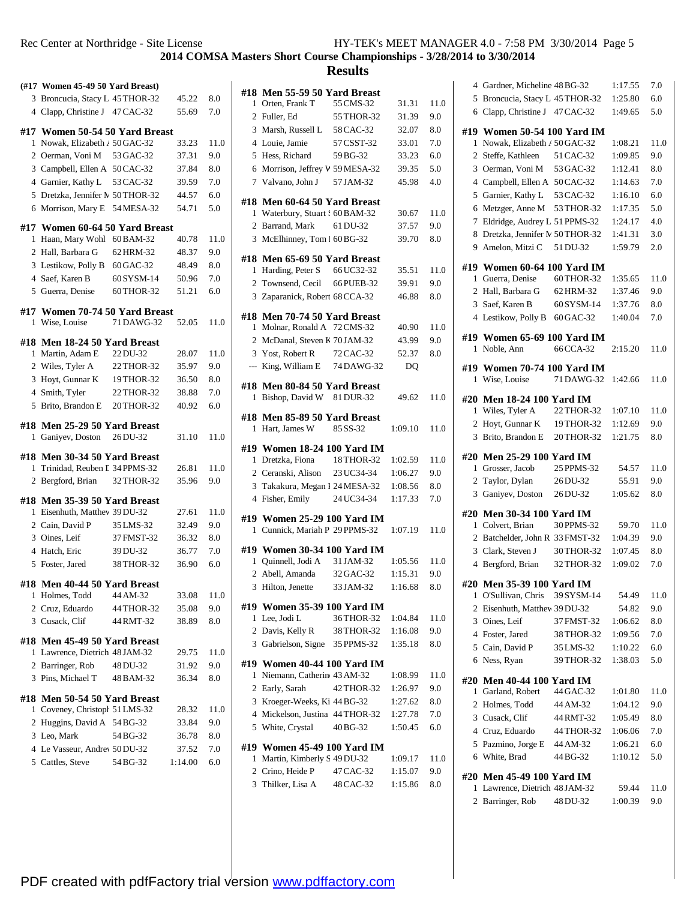Rec Center at Northridge - Site License HY-TEK's MEET MANAGER 4.0 - 7:58 PM 3/30/2014 Page 5

## 2014 COMSA Masters Short Course Championships - 3/28/2014 to 3/30/2014

## Results

### (#17 Women 45-49 50 Yard Breast)

| Place | Name | Age Team | Time | Points |
|---|---|---|---|---|
| 3 | Broncucia, Stacy L | 45 THOR-32 | 45.22 | 8.0 |
| 4 | Clapp, Christine J | 47 CAC-32 | 55.69 | 7.0 |

### #17 Women 50-54 50 Yard Breast

| Place | Name | Age Team | Time | Points |
|---|---|---|---|---|
| 1 | Nowak, Elizabeth / | 50 GAC-32 | 33.23 | 11.0 |
| 2 | Oerman, Voni M | 53 GAC-32 | 37.31 | 9.0 |
| 3 | Campbell, Ellen A | 50 CAC-32 | 37.84 | 8.0 |
| 4 | Garnier, Kathy L | 53 CAC-32 | 39.59 | 7.0 |
| 5 | Dretzka, Jennifer M | 50 THOR-32 | 44.57 | 6.0 |
| 6 | Morrison, Mary E | 54 MESA-32 | 54.71 | 5.0 |

### #17 Women 60-64 50 Yard Breast

| Place | Name | Age Team | Time | Points |
|---|---|---|---|---|
| 1 | Haan, Mary Wohl | 60 BAM-32 | 40.78 | 11.0 |
| 2 | Hall, Barbara G | 62 HRM-32 | 48.37 | 9.0 |
| 3 | Lestikow, Polly B | 60 GAC-32 | 48.49 | 8.0 |
| 4 | Saef, Karen B | 60 SYSM-14 | 50.96 | 7.0 |
| 5 | Guerra, Denise | 60 THOR-32 | 51.21 | 6.0 |

### #17 Women 70-74 50 Yard Breast

| Place | Name | Age Team | Time | Points |
|---|---|---|---|---|
| 1 | Wise, Louise | 71 DAWG-32 | 52.05 | 11.0 |

### #18 Men 18-24 50 Yard Breast

| Place | Name | Age Team | Time | Points |
|---|---|---|---|---|
| 1 | Martin, Adam E | 22 DU-32 | 28.07 | 11.0 |
| 2 | Wiles, Tyler A | 22 THOR-32 | 35.97 | 9.0 |
| 3 | Hoyt, Gunnar K | 19 THOR-32 | 36.50 | 8.0 |
| 4 | Smith, Tyler | 22 THOR-32 | 38.88 | 7.0 |
| 5 | Brito, Brandon E | 20 THOR-32 | 40.92 | 6.0 |

### #18 Men 25-29 50 Yard Breast

| Place | Name | Age Team | Time | Points |
|---|---|---|---|---|
| 1 | Ganiyev, Doston | 26 DU-32 | 31.10 | 11.0 |

### #18 Men 30-34 50 Yard Breast

| Place | Name | Age Team | Time | Points |
|---|---|---|---|---|
| 1 | Trinidad, Reuben I | 34 PPMS-32 | 26.81 | 11.0 |
| 2 | Bergford, Brian | 32 THOR-32 | 35.96 | 9.0 |

### #18 Men 35-39 50 Yard Breast

| Place | Name | Age Team | Time | Points |
|---|---|---|---|---|
| 1 | Eisenhuth, Matthew | 39 DU-32 | 27.61 | 11.0 |
| 2 | Cain, David P | 35 LMS-32 | 32.49 | 9.0 |
| 3 | Oines, Leif | 37 FMST-32 | 36.32 | 8.0 |
| 4 | Hatch, Eric | 39 DU-32 | 36.77 | 7.0 |
| 5 | Foster, Jared | 38 THOR-32 | 36.90 | 6.0 |

### #18 Men 40-44 50 Yard Breast

| Place | Name | Age Team | Time | Points |
|---|---|---|---|---|
| 1 | Holmes, Todd | 44 AM-32 | 33.08 | 11.0 |
| 2 | Cruz, Eduardo | 44 THOR-32 | 35.08 | 9.0 |
| 3 | Cusack, Clif | 44 RMT-32 | 38.89 | 8.0 |

### #18 Men 45-49 50 Yard Breast

| Place | Name | Age Team | Time | Points |
|---|---|---|---|---|
| 1 | Lawrence, Dietrich | 48 JAM-32 | 29.75 | 11.0 |
| 2 | Barringer, Rob | 48 DU-32 | 31.92 | 9.0 |
| 3 | Pins, Michael T | 48 BAM-32 | 36.34 | 8.0 |

### #18 Men 50-54 50 Yard Breast

| Place | Name | Age Team | Time | Points |
|---|---|---|---|---|
| 1 | Coveney, Christoph | 51 LMS-32 | 28.32 | 11.0 |
| 2 | Huggins, David A | 54 BG-32 | 33.84 | 9.0 |
| 3 | Leo, Mark | 54 BG-32 | 36.78 | 8.0 |
| 4 | Le Vasseur, Andrew | 50 DU-32 | 37.52 | 7.0 |
| 5 | Cattles, Steve | 54 BG-32 | 1:14.00 | 6.0 |

### #18 Men 55-59 50 Yard Breast

| Place | Name | Age Team | Time | Points |
|---|---|---|---|---|
| 1 | Orten, Frank T | 55 CMS-32 | 31.31 | 11.0 |
| 2 | Fuller, Ed | 55 THOR-32 | 31.39 | 9.0 |
| 3 | Marsh, Russell L | 58 CAC-32 | 32.07 | 8.0 |
| 4 | Louie, Jamie | 57 CSST-32 | 33.01 | 7.0 |
| 5 | Hess, Richard | 59 BG-32 | 33.23 | 6.0 |
| 6 | Morrison, Jeffrey W | 59 MESA-32 | 39.35 | 5.0 |
| 7 | Valvano, John J | 57 JAM-32 | 45.98 | 4.0 |

### #18 Men 60-64 50 Yard Breast

| Place | Name | Age Team | Time | Points |
|---|---|---|---|---|
| 1 | Waterbury, Stuart S | 60 BAM-32 | 30.67 | 11.0 |
| 2 | Barrand, Mark | 61 DU-32 | 37.57 | 9.0 |
| 3 | McElhinney, Tom I | 60 BG-32 | 39.70 | 8.0 |

### #18 Men 65-69 50 Yard Breast

| Place | Name | Age Team | Time | Points |
|---|---|---|---|---|
| 1 | Harding, Peter S | 66 UC32-32 | 35.51 | 11.0 |
| 2 | Townsend, Cecil | 66 PUEB-32 | 39.91 | 9.0 |
| 3 | Zaparanick, Robert | 68 CCA-32 | 46.88 | 8.0 |

### #18 Men 70-74 50 Yard Breast

| Place | Name | Age Team | Time | Points |
|---|---|---|---|---|
| 1 | Molnar, Ronald A | 72 CMS-32 | 40.90 | 11.0 |
| 2 | McDanal, Steven K | 70 JAM-32 | 43.99 | 9.0 |
| 3 | Yost, Robert R | 72 CAC-32 | 52.37 | 8.0 |
| --- | King, William E | 74 DAWG-32 | DQ | |

### #18 Men 80-84 50 Yard Breast

| Place | Name | Age Team | Time | Points |
|---|---|---|---|---|
| 1 | Bishop, David W | 81 DUR-32 | 49.62 | 11.0 |

### #18 Men 85-89 50 Yard Breast

| Place | Name | Age Team | Time | Points |
|---|---|---|---|---|
| 1 | Hart, James W | 85 SS-32 | 1:09.10 | 11.0 |

### #19 Women 18-24 100 Yard IM

| Place | Name | Age Team | Time | Points |
|---|---|---|---|---|
| 1 | Dretzka, Fiona | 18 THOR-32 | 1:02.59 | 11.0 |
| 2 | Ceranski, Alison | 23 UC34-34 | 1:06.27 | 9.0 |
| 3 | Takakura, Megan I | 24 MESA-32 | 1:08.56 | 8.0 |
| 4 | Fisher, Emily | 24 UC34-34 | 1:17.33 | 7.0 |

### #19 Women 25-29 100 Yard IM

| Place | Name | Age Team | Time | Points |
|---|---|---|---|---|
| 1 | Cunnick, Mariah P | 29 PPMS-32 | 1:07.19 | 11.0 |

### #19 Women 30-34 100 Yard IM

| Place | Name | Age Team | Time | Points |
|---|---|---|---|---|
| 1 | Quinnell, Jodi A | 31 JAM-32 | 1:05.56 | 11.0 |
| 2 | Abell, Amanda | 32 GAC-32 | 1:15.31 | 9.0 |
| 3 | Hilton, Jenette | 33 JAM-32 | 1:16.68 | 8.0 |

### #19 Women 35-39 100 Yard IM

| Place | Name | Age Team | Time | Points |
|---|---|---|---|---|
| 1 | Lee, Jodi L | 36 THOR-32 | 1:04.84 | 11.0 |
| 2 | Davis, Kelly R | 38 THOR-32 | 1:16.08 | 9.0 |
| 3 | Gabrielson, Signe | 35 PPMS-32 | 1:35.18 | 8.0 |

### #19 Women 40-44 100 Yard IM

| Place | Name | Age Team | Time | Points |
|---|---|---|---|---|
| 1 | Niemann, Catherin | 43 AM-32 | 1:08.99 | 11.0 |
| 2 | Early, Sarah | 42 THOR-32 | 1:26.97 | 9.0 |
| 3 | Kroeger-Weeks, Ki | 44 BG-32 | 1:27.62 | 8.0 |
| 4 | Mickelson, Justina | 44 THOR-32 | 1:27.78 | 7.0 |
| 5 | White, Crystal | 40 BG-32 | 1:50.45 | 6.0 |

### #19 Women 45-49 100 Yard IM

| Place | Name | Age Team | Time | Points |
|---|---|---|---|---|
| 1 | Martin, Kimberly S | 49 DU-32 | 1:09.17 | 11.0 |
| 2 | Crino, Heide P | 47 CAC-32 | 1:15.07 | 9.0 |
| 3 | Thilker, Lisa A | 48 CAC-32 | 1:15.86 | 8.0 |
| 4 | Gardner, Micheline | 48 BG-32 | 1:17.55 | 7.0 |
| 5 | Broncucia, Stacy L | 45 THOR-32 | 1:25.80 | 6.0 |
| 6 | Clapp, Christine J | 47 CAC-32 | 1:49.65 | 5.0 |

### #19 Women 50-54 100 Yard IM

| Place | Name | Age Team | Time | Points |
|---|---|---|---|---|
| 1 | Nowak, Elizabeth / | 50 GAC-32 | 1:08.21 | 11.0 |
| 2 | Steffe, Kathleen | 51 CAC-32 | 1:09.85 | 9.0 |
| 3 | Oerman, Voni M | 53 GAC-32 | 1:12.41 | 8.0 |
| 4 | Campbell, Ellen A | 50 CAC-32 | 1:14.63 | 7.0 |
| 5 | Garnier, Kathy L | 53 CAC-32 | 1:16.10 | 6.0 |
| 6 | Metzger, Anne M | 53 THOR-32 | 1:17.35 | 5.0 |
| 7 | Eldridge, Audrey L | 51 PPMS-32 | 1:24.17 | 4.0 |
| 8 | Dretzka, Jennifer M | 50 THOR-32 | 1:41.31 | 3.0 |
| 9 | Amelon, Mitzi C | 51 DU-32 | 1:59.79 | 2.0 |

### #19 Women 60-64 100 Yard IM

| Place | Name | Age Team | Time | Points |
|---|---|---|---|---|
| 1 | Guerra, Denise | 60 THOR-32 | 1:35.65 | 11.0 |
| 2 | Hall, Barbara G | 62 HRM-32 | 1:37.46 | 9.0 |
| 3 | Saef, Karen B | 60 SYSM-14 | 1:37.76 | 8.0 |
| 4 | Lestikow, Polly B | 60 GAC-32 | 1:40.04 | 7.0 |

### #19 Women 65-69 100 Yard IM

| Place | Name | Age Team | Time | Points |
|---|---|---|---|---|
| 1 | Noble, Ann | 66 CCA-32 | 2:15.20 | 11.0 |

### #19 Women 70-74 100 Yard IM

| Place | Name | Age Team | Time | Points |
|---|---|---|---|---|
| 1 | Wise, Louise | 71 DAWG-32 | 1:42.66 | 11.0 |

### #20 Men 18-24 100 Yard IM

| Place | Name | Age Team | Time | Points |
|---|---|---|---|---|
| 1 | Wiles, Tyler A | 22 THOR-32 | 1:07.10 | 11.0 |
| 2 | Hoyt, Gunnar K | 19 THOR-32 | 1:12.69 | 9.0 |
| 3 | Brito, Brandon E | 20 THOR-32 | 1:21.75 | 8.0 |

### #20 Men 25-29 100 Yard IM

| Place | Name | Age Team | Time | Points |
|---|---|---|---|---|
| 1 | Grosser, Jacob | 25 PPMS-32 | 54.57 | 11.0 |
| 2 | Taylor, Dylan | 26 DU-32 | 55.91 | 9.0 |
| 3 | Ganiyev, Doston | 26 DU-32 | 1:05.62 | 8.0 |

### #20 Men 30-34 100 Yard IM

| Place | Name | Age Team | Time | Points |
|---|---|---|---|---|
| 1 | Colvert, Brian | 30 PPMS-32 | 59.70 | 11.0 |
| 2 | Batchelder, John R | 33 FMST-32 | 1:04.39 | 9.0 |
| 3 | Clark, Steven J | 30 THOR-32 | 1:07.45 | 8.0 |
| 4 | Bergford, Brian | 32 THOR-32 | 1:09.02 | 7.0 |

### #20 Men 35-39 100 Yard IM

| Place | Name | Age Team | Time | Points |
|---|---|---|---|---|
| 1 | O'Sullivan, Chris | 39 SYSM-14 | 54.49 | 11.0 |
| 2 | Eisenhuth, Matthew | 39 DU-32 | 54.82 | 9.0 |
| 3 | Oines, Leif | 37 FMST-32 | 1:06.62 | 8.0 |
| 4 | Foster, Jared | 38 THOR-32 | 1:09.56 | 7.0 |
| 5 | Cain, David P | 35 LMS-32 | 1:10.22 | 6.0 |
| 6 | Ness, Ryan | 39 THOR-32 | 1:38.03 | 5.0 |

### #20 Men 40-44 100 Yard IM

| Place | Name | Age Team | Time | Points |
|---|---|---|---|---|
| 1 | Garland, Robert | 44 GAC-32 | 1:01.80 | 11.0 |
| 2 | Holmes, Todd | 44 AM-32 | 1:04.12 | 9.0 |
| 3 | Cusack, Clif | 44 RMT-32 | 1:05.49 | 8.0 |
| 4 | Cruz, Eduardo | 44 THOR-32 | 1:06.06 | 7.0 |
| 5 | Pazmino, Jorge E | 44 AM-32 | 1:06.21 | 6.0 |
| 6 | White, Brad | 44 BG-32 | 1:10.12 | 5.0 |

### #20 Men 45-49 100 Yard IM

| Place | Name | Age Team | Time | Points |
|---|---|---|---|---|
| 1 | Lawrence, Dietrich | 48 JAM-32 | 59.44 | 11.0 |
| 2 | Barringer, Rob | 48 DU-32 | 1:00.39 | 9.0 |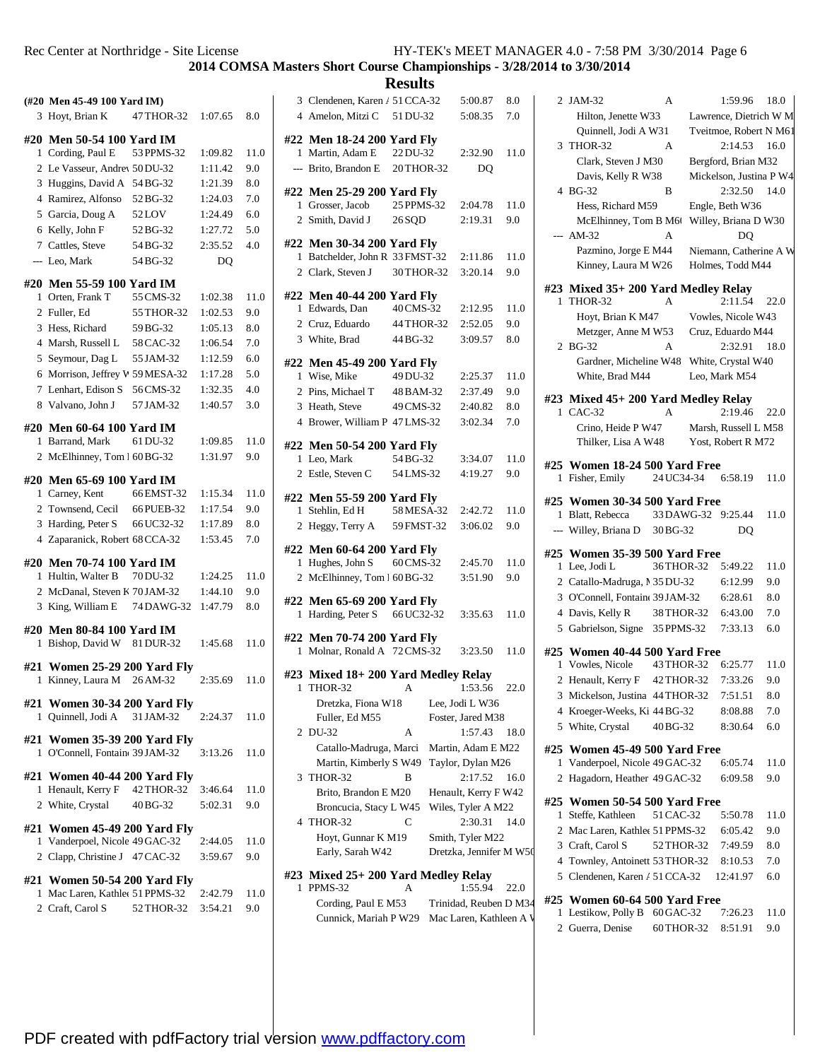2014 COMSA Masters Short Course Championships - 3/28/2014 to 3/30/2014

## Results

### (#20 Men 45-49 100 Yard IM)

| | Name | Age | Team | Time | Points |
|---|---|---|---|---|---|
| 3 | Hoyt, Brian K | 47 | THOR-32 | 1:07.65 | 8.0 |

### #20 Men 50-54 100 Yard IM

| | Name | Age | Team | Time | Points |
|---|---|---|---|---|---|
| 1 | Cording, Paul E | 53 | PPMS-32 | 1:09.82 | 11.0 |
| 2 | Le Vasseur, Andrew | 50 | DU-32 | 1:11.42 | 9.0 |
| 3 | Huggins, David A | 54 | BG-32 | 1:21.39 | 8.0 |
| 4 | Ramirez, Alfonso | 52 | BG-32 | 1:24.03 | 7.0 |
| 5 | Garcia, Doug A | 52 | LOV | 1:24.49 | 6.0 |
| 6 | Kelly, John F | 52 | BG-32 | 1:27.72 | 5.0 |
| 7 | Cattles, Steve | 54 | BG-32 | 2:35.52 | 4.0 |
| --- | Leo, Mark | 54 | BG-32 | DQ | |

### #20 Men 55-59 100 Yard IM

| | Name | Age | Team | Time | Points |
|---|---|---|---|---|---|
| 1 | Orten, Frank T | 55 | CMS-32 | 1:02.38 | 11.0 |
| 2 | Fuller, Ed | 55 | THOR-32 | 1:02.53 | 9.0 |
| 3 | Hess, Richard | 59 | BG-32 | 1:05.13 | 8.0 |
| 4 | Marsh, Russell L | 58 | CAC-32 | 1:06.54 | 7.0 |
| 5 | Seymour, Dag L | 55 | JAM-32 | 1:12.59 | 6.0 |
| 6 | Morrison, Jeffrey W | 59 | MESA-32 | 1:17.28 | 5.0 |
| 7 | Lenhart, Edison S | 56 | CMS-32 | 1:32.35 | 4.0 |
| 8 | Valvano, John J | 57 | JAM-32 | 1:40.57 | 3.0 |

### #20 Men 60-64 100 Yard IM

| | Name | Age | Team | Time | Points |
|---|---|---|---|---|---|
| 1 | Barrand, Mark | 61 | DU-32 | 1:09.85 | 11.0 |
| 2 | McElhinney, Tom B | 60 | BG-32 | 1:31.97 | 9.0 |

### #20 Men 65-69 100 Yard IM

| | Name | Age | Team | Time | Points |
|---|---|---|---|---|---|
| 1 | Carney, Kent | 66 | EMST-32 | 1:15.34 | 11.0 |
| 2 | Townsend, Cecil | 66 | PUEB-32 | 1:17.54 | 9.0 |
| 3 | Harding, Peter S | 66 | UC32-32 | 1:17.89 | 8.0 |
| 4 | Zaparanick, Robert | 68 | CCA-32 | 1:53.45 | 7.0 |

### #20 Men 70-74 100 Yard IM

| | Name | Age | Team | Time | Points |
|---|---|---|---|---|---|
| 1 | Hultin, Walter B | 70 | DU-32 | 1:24.25 | 11.0 |
| 2 | McDanal, Steven K | 70 | JAM-32 | 1:44.10 | 9.0 |
| 3 | King, William E | 74 | DAWG-32 | 1:47.79 | 8.0 |

### #20 Men 80-84 100 Yard IM

| | Name | Age | Team | Time | Points |
|---|---|---|---|---|---|
| 1 | Bishop, David W | 81 | DUR-32 | 1:45.68 | 11.0 |

### #21 Women 25-29 200 Yard Fly

| | Name | Age | Team | Time | Points |
|---|---|---|---|---|---|
| 1 | Kinney, Laura M | 26 | AM-32 | 2:35.69 | 11.0 |

### #21 Women 30-34 200 Yard Fly

| | Name | Age | Team | Time | Points |
|---|---|---|---|---|---|
| 1 | Quinnell, Jodi A | 31 | JAM-32 | 2:24.37 | 11.0 |

### #21 Women 35-39 200 Yard Fly

| | Name | Age | Team | Time | Points |
|---|---|---|---|---|---|
| 1 | O'Connell, Fontaine | 39 | JAM-32 | 3:13.26 | 11.0 |

### #21 Women 40-44 200 Yard Fly

| | Name | Age | Team | Time | Points |
|---|---|---|---|---|---|
| 1 | Henault, Kerry F | 42 | THOR-32 | 3:46.64 | 11.0 |
| 2 | White, Crystal | 40 | BG-32 | 5:02.31 | 9.0 |

### #21 Women 45-49 200 Yard Fly

| | Name | Age | Team | Time | Points |
|---|---|---|---|---|---|
| 1 | Vanderpoel, Nicole | 49 | GAC-32 | 2:44.05 | 11.0 |
| 2 | Clapp, Christine J | 47 | CAC-32 | 3:59.67 | 9.0 |

### #21 Women 50-54 200 Yard Fly

| | Name | Age | Team | Time | Points |
|---|---|---|---|---|---|
| 1 | Mac Laren, Kathleen | 51 | PPMS-32 | 2:42.79 | 11.0 |
| 2 | Craft, Carol S | 52 | THOR-32 | 3:54.21 | 9.0 |
| 3 | Clendenen, Karen A | 51 | CCA-32 | 5:00.87 | 8.0 |
| 4 | Amelon, Mitzi C | 51 | DU-32 | 5:08.35 | 7.0 |

### #22 Men 18-24 200 Yard Fly

| | Name | Age | Team | Time | Points |
|---|---|---|---|---|---|
| 1 | Martin, Adam E | 22 | DU-32 | 2:32.90 | 11.0 |
| --- | Brito, Brandon E | 20 | THOR-32 | DQ | |

### #22 Men 25-29 200 Yard Fly

| | Name | Age | Team | Time | Points |
|---|---|---|---|---|---|
| 1 | Grosser, Jacob | 25 | PPMS-32 | 2:04.78 | 11.0 |
| 2 | Smith, David J | 26 | SQD | 2:19.31 | 9.0 |

### #22 Men 30-34 200 Yard Fly

| | Name | Age | Team | Time | Points |
|---|---|---|---|---|---|
| 1 | Batchelder, John R | 33 | FMST-32 | 2:11.86 | 11.0 |
| 2 | Clark, Steven J | 30 | THOR-32 | 3:20.14 | 9.0 |

### #22 Men 40-44 200 Yard Fly

| | Name | Age | Team | Time | Points |
|---|---|---|---|---|---|
| 1 | Edwards, Dan | 40 | CMS-32 | 2:12.95 | 11.0 |
| 2 | Cruz, Eduardo | 44 | THOR-32 | 2:52.05 | 9.0 |
| 3 | White, Brad | 44 | BG-32 | 3:09.57 | 8.0 |

### #22 Men 45-49 200 Yard Fly

| | Name | Age | Team | Time | Points |
|---|---|---|---|---|---|
| 1 | Wise, Mike | 49 | DU-32 | 2:25.37 | 11.0 |
| 2 | Pins, Michael T | 48 | BAM-32 | 2:37.49 | 9.0 |
| 3 | Heath, Steve | 49 | CMS-32 | 2:40.82 | 8.0 |
| 4 | Brower, William P | 47 | LMS-32 | 3:02.34 | 7.0 |

### #22 Men 50-54 200 Yard Fly

| | Name | Age | Team | Time | Points |
|---|---|---|---|---|---|
| 1 | Leo, Mark | 54 | BG-32 | 3:34.07 | 11.0 |
| 2 | Estle, Steven C | 54 | LMS-32 | 4:19.27 | 9.0 |

### #22 Men 55-59 200 Yard Fly

| | Name | Age | Team | Time | Points |
|---|---|---|---|---|---|
| 1 | Stehlin, Ed H | 58 | MESA-32 | 2:42.72 | 11.0 |
| 2 | Heggy, Terry A | 59 | FMST-32 | 3:06.02 | 9.0 |

### #22 Men 60-64 200 Yard Fly

| | Name | Age | Team | Time | Points |
|---|---|---|---|---|---|
| 1 | Hughes, John S | 60 | CMS-32 | 2:45.70 | 11.0 |
| 2 | McElhinney, Tom B | 60 | BG-32 | 3:51.90 | 9.0 |

### #22 Men 65-69 200 Yard Fly

| | Name | Age | Team | Time | Points |
|---|---|---|---|---|---|
| 1 | Harding, Peter S | 66 | UC32-32 | 3:35.63 | 11.0 |

### #22 Men 70-74 200 Yard Fly

| | Name | Age | Team | Time | Points |
|---|---|---|---|---|---|
| 1 | Molnar, Ronald A | 72 | CMS-32 | 3:23.50 | 11.0 |

### #23 Mixed 18+ 200 Yard Medley Relay

| | Team | Relay | Time | Points |
|---|---|---|---|---|
| 1 | THOR-32 | A | 1:53.56 | 22.0 |
| | Dretzka, Fiona W18 | Lee, Jodi L W36 | | |
| | Fuller, Ed M55 | Foster, Jared M38 | | |
| 2 | DU-32 | A | 1:57.43 | 18.0 |
| | Catallo-Madruga, Marci | Martin, Adam E M22 | | |
| | Martin, Kimberly S W49 | Taylor, Dylan M26 | | |
| 3 | THOR-32 | B | 2:17.52 | 16.0 |
| | Brito, Brandon E M20 | Henault, Kerry F W42 | | |
| | Broncucia, Stacy L W45 | Wiles, Tyler A M22 | | |
| 4 | THOR-32 | C | 2:30.31 | 14.0 |
| | Hoyt, Gunnar K M19 | Smith, Tyler M22 | | |
| | Early, Sarah W42 | Dretzka, Jennifer M W50 | | |

### #23 Mixed 25+ 200 Yard Medley Relay

| | Team | Relay | Time | Points |
|---|---|---|---|---|
| 1 | PPMS-32 | A | 1:55.94 | 22.0 |
| | Cording, Paul E M53 | Trinidad, Reuben D M34 | | |
| | Cunnick, Mariah P W29 | Mac Laren, Kathleen A W | | |
| 2 | JAM-32 | A | 1:59.96 | 18.0 |
| | Hilton, Jenette W33 | Lawrence, Dietrich W M | | |
| | Quinnell, Jodi A W31 | Tveitmoe, Robert N M61 | | |
| 3 | THOR-32 | A | 2:14.53 | 16.0 |
| | Clark, Steven J M30 | Bergford, Brian M32 | | |
| | Davis, Kelly R W38 | Mickelson, Justina P W4 | | |
| 4 | BG-32 | B | 2:32.50 | 14.0 |
| | Hess, Richard M59 | Engle, Beth W36 | | |
| | McElhinney, Tom B M60 | Willey, Briana D W30 | | |
| --- | AM-32 | A | DQ | |
| | Pazmino, Jorge E M44 | Niemann, Catherine A W | | |
| | Kinney, Laura M W26 | Holmes, Todd M44 | | |

### #23 Mixed 35+ 200 Yard Medley Relay

| | Team | Relay | Time | Points |
|---|---|---|---|---|
| 1 | THOR-32 | A | 2:11.54 | 22.0 |
| | Hoyt, Brian K M47 | Vowles, Nicole W43 | | |
| | Metzger, Anne M W53 | Cruz, Eduardo M44 | | |
| 2 | BG-32 | A | 2:32.91 | 18.0 |
| | Gardner, Micheline W48 | White, Crystal W40 | | |
| | White, Brad M44 | Leo, Mark M54 | | |

### #23 Mixed 45+ 200 Yard Medley Relay

| | Team | Relay | Time | Points |
|---|---|---|---|---|
| 1 | CAC-32 | A | 2:19.46 | 22.0 |
| | Crino, Heide P W47 | Marsh, Russell L M58 | | |
| | Thilker, Lisa A W48 | Yost, Robert R M72 | | |

### #25 Women 18-24 500 Yard Free

| | Name | Age | Team | Time | Points |
|---|---|---|---|---|---|
| 1 | Fisher, Emily | 24 | UC34-34 | 6:58.19 | 11.0 |

### #25 Women 30-34 500 Yard Free

| | Name | Age | Team | Time | Points |
|---|---|---|---|---|---|
| 1 | Blatt, Rebecca | 33 | DAWG-32 | 9:25.44 | 11.0 |
| --- | Willey, Briana D | 30 | BG-32 | DQ | |

### #25 Women 35-39 500 Yard Free

| | Name | Age | Team | Time | Points |
|---|---|---|---|---|---|
| 1 | Lee, Jodi L | 36 | THOR-32 | 5:49.22 | 11.0 |
| 2 | Catallo-Madruga, M | 35 | DU-32 | 6:12.99 | 9.0 |
| 3 | O'Connell, Fontaine | 39 | JAM-32 | 6:28.61 | 8.0 |
| 4 | Davis, Kelly R | 38 | THOR-32 | 6:43.00 | 7.0 |
| 5 | Gabrielson, Signe | 35 | PPMS-32 | 7:33.13 | 6.0 |

### #25 Women 40-44 500 Yard Free

| | Name | Age | Team | Time | Points |
|---|---|---|---|---|---|
| 1 | Vowles, Nicole | 43 | THOR-32 | 6:25.77 | 11.0 |
| 2 | Henault, Kerry F | 42 | THOR-32 | 7:33.26 | 9.0 |
| 3 | Mickelson, Justina | 44 | THOR-32 | 7:51.51 | 8.0 |
| 4 | Kroeger-Weeks, Ki | 44 | BG-32 | 8:08.88 | 7.0 |
| 5 | White, Crystal | 40 | BG-32 | 8:30.64 | 6.0 |

### #25 Women 45-49 500 Yard Free

| | Name | Age | Team | Time | Points |
|---|---|---|---|---|---|
| 1 | Vanderpoel, Nicole | 49 | GAC-32 | 6:05.74 | 11.0 |
| 2 | Hagadorn, Heather | 49 | GAC-32 | 6:09.58 | 9.0 |

### #25 Women 50-54 500 Yard Free

| | Name | Age | Team | Time | Points |
|---|---|---|---|---|---|
| 1 | Steffe, Kathleen | 51 | CAC-32 | 5:50.78 | 11.0 |
| 2 | Mac Laren, Kathleen | 51 | PPMS-32 | 6:05.42 | 9.0 |
| 3 | Craft, Carol S | 52 | THOR-32 | 7:49.59 | 8.0 |
| 4 | Townley, Antoinette | 53 | THOR-32 | 8:10.53 | 7.0 |
| 5 | Clendenen, Karen A | 51 | CCA-32 | 12:41.97 | 6.0 |

### #25 Women 60-64 500 Yard Free

| | Name | Age | Team | Time | Points |
|---|---|---|---|---|---|
| 1 | Lestikow, Polly B | 60 | GAC-32 | 7:26.23 | 11.0 |
| 2 | Guerra, Denise | 60 | THOR-32 | 8:51.91 | 9.0 |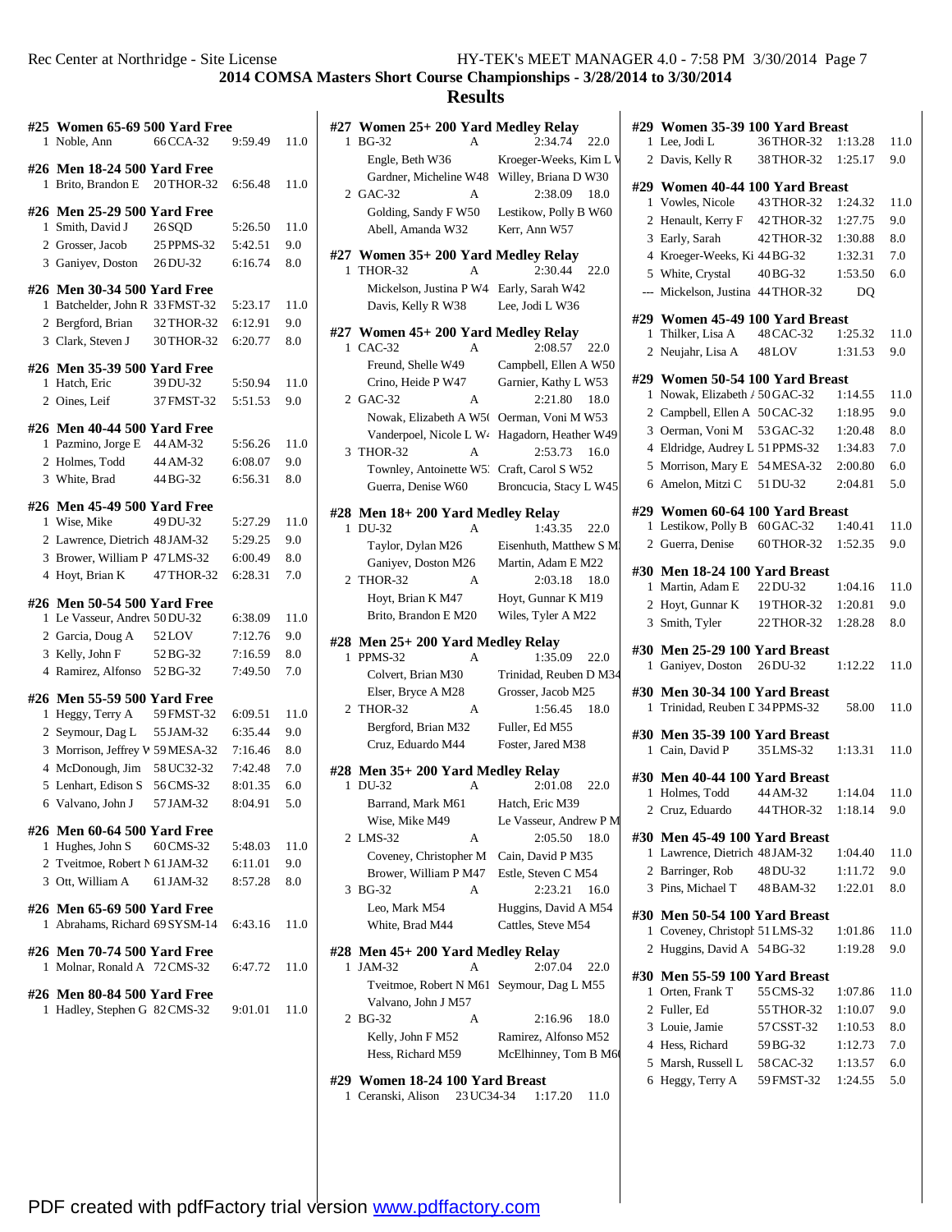## 2014 COMSA Masters Short Course Championships - 3/28/2014 to 3/30/2014

## Results

### #25 Women 65-69 500 Yard Free

| Place | Name | Age | Team | Time | Points |
|---|---|---|---|---|---|
| 1 | Noble, Ann | 66 | CCA-32 | 9:59.49 | 11.0 |

### #26 Men 18-24 500 Yard Free

| Place | Name | Age | Team | Time | Points |
|---|---|---|---|---|---|
| 1 | Brito, Brandon E | 20 | THOR-32 | 6:56.48 | 11.0 |

### #26 Men 25-29 500 Yard Free

| Place | Name | Age | Team | Time | Points |
|---|---|---|---|---|---|
| 1 | Smith, David J | 26 | SQD | 5:26.50 | 11.0 |
| 2 | Grosser, Jacob | 25 | PPMS-32 | 5:42.51 | 9.0 |
| 3 | Ganiyev, Doston | 26 | DU-32 | 6:16.74 | 8.0 |

### #26 Men 30-34 500 Yard Free

| Place | Name | Age | Team | Time | Points |
|---|---|---|---|---|---|
| 1 | Batchelder, John R | 33 | FMST-32 | 5:23.17 | 11.0 |
| 2 | Bergford, Brian | 32 | THOR-32 | 6:12.91 | 9.0 |
| 3 | Clark, Steven J | 30 | THOR-32 | 6:20.77 | 8.0 |

### #26 Men 35-39 500 Yard Free

| Place | Name | Age | Team | Time | Points |
|---|---|---|---|---|---|
| 1 | Hatch, Eric | 39 | DU-32 | 5:50.94 | 11.0 |
| 2 | Oines, Leif | 37 | FMST-32 | 5:51.53 | 9.0 |

### #26 Men 40-44 500 Yard Free

| Place | Name | Age | Team | Time | Points |
|---|---|---|---|---|---|
| 1 | Pazmino, Jorge E | 44 | AM-32 | 5:56.26 | 11.0 |
| 2 | Holmes, Todd | 44 | AM-32 | 6:08.07 | 9.0 |
| 3 | White, Brad | 44 | BG-32 | 6:56.31 | 8.0 |

### #26 Men 45-49 500 Yard Free

| Place | Name | Age | Team | Time | Points |
|---|---|---|---|---|---|
| 1 | Wise, Mike | 49 | DU-32 | 5:27.29 | 11.0 |
| 2 | Lawrence, Dietrich | 48 | JAM-32 | 5:29.25 | 9.0 |
| 3 | Brower, William P | 47 | LMS-32 | 6:00.49 | 8.0 |
| 4 | Hoyt, Brian K | 47 | THOR-32 | 6:28.31 | 7.0 |

### #26 Men 50-54 500 Yard Free

| Place | Name | Age | Team | Time | Points |
|---|---|---|---|---|---|
| 1 | Le Vasseur, Andrew | 50 | DU-32 | 6:38.09 | 11.0 |
| 2 | Garcia, Doug A | 52 | LOV | 7:12.76 | 9.0 |
| 3 | Kelly, John F | 52 | BG-32 | 7:16.59 | 8.0 |
| 4 | Ramirez, Alfonso | 52 | BG-32 | 7:49.50 | 7.0 |

### #26 Men 55-59 500 Yard Free

| Place | Name | Age | Team | Time | Points |
|---|---|---|---|---|---|
| 1 | Heggy, Terry A | 59 | FMST-32 | 6:09.51 | 11.0 |
| 2 | Seymour, Dag L | 55 | JAM-32 | 6:35.44 | 9.0 |
| 3 | Morrison, Jeffrey W | 59 | MESA-32 | 7:16.46 | 8.0 |
| 4 | McDonough, Jim | 58 | UC32-32 | 7:42.48 | 7.0 |
| 5 | Lenhart, Edison S | 56 | CMS-32 | 8:01.35 | 6.0 |
| 6 | Valvano, John J | 57 | JAM-32 | 8:04.91 | 5.0 |

### #26 Men 60-64 500 Yard Free

| Place | Name | Age | Team | Time | Points |
|---|---|---|---|---|---|
| 1 | Hughes, John S | 60 | CMS-32 | 5:48.03 | 11.0 |
| 2 | Tveitmoe, Robert N | 61 | JAM-32 | 6:11.01 | 9.0 |
| 3 | Ott, William A | 61 | JAM-32 | 8:57.28 | 8.0 |

### #26 Men 65-69 500 Yard Free

| Place | Name | Age | Team | Time | Points |
|---|---|---|---|---|---|
| 1 | Abrahams, Richard | 69 | SYSM-14 | 6:43.16 | 11.0 |

### #26 Men 70-74 500 Yard Free

| Place | Name | Age | Team | Time | Points |
|---|---|---|---|---|---|
| 1 | Molnar, Ronald A | 72 | CMS-32 | 6:47.72 | 11.0 |

### #26 Men 80-84 500 Yard Free

| Place | Name | Age | Team | Time | Points |
|---|---|---|---|---|---|
| 1 | Hadley, Stephen G | 82 | CMS-32 | 9:01.01 | 11.0 |

### #27 Women 25+ 200 Yard Medley Relay

| Place | Team | Relay | Time | Points |
|---|---|---|---|---|
| 1 | BG-32 | A | 2:34.74 | 22.0 |
| | Engle, Beth W36 | Kroeger-Weeks, Kim L W | | |
| | Gardner, Micheline W48 | Willey, Briana D W30 | | |
| 2 | GAC-32 | A | 2:38.09 | 18.0 |
| | Golding, Sandy F W50 | Lestikow, Polly B W60 | | |
| | Abell, Amanda W32 | Kerr, Ann W57 | | |

### #27 Women 35+ 200 Yard Medley Relay

| Place | Team | Relay | Time | Points |
|---|---|---|---|---|
| 1 | THOR-32 | A | 2:30.44 | 22.0 |
| | Mickelson, Justina P W4 | Early, Sarah W42 | | |
| | Davis, Kelly R W38 | Lee, Jodi L W36 | | |

### #27 Women 45+ 200 Yard Medley Relay

| Place | Team | Relay | Time | Points |
|---|---|---|---|---|
| 1 | CAC-32 | A | 2:08.57 | 22.0 |
| | Freund, Shelle W49 | Campbell, Ellen A W50 | | |
| | Crino, Heide P W47 | Garnier, Kathy L W53 | | |
| 2 | GAC-32 | A | 2:21.80 | 18.0 |
| | Nowak, Elizabeth A W5( | Oerman, Voni M W53 | | |
| | Vanderpoel, Nicole L W4 | Hagadorn, Heather W49 | | |
| 3 | THOR-32 | A | 2:53.73 | 16.0 |
| | Townley, Antoinette W5 | Craft, Carol S W52 | | |
| | Guerra, Denise W60 | Broncucia, Stacy L W45 | | |

### #28 Men 18+ 200 Yard Medley Relay

| Place | Team | Relay | Time | Points |
|---|---|---|---|---|
| 1 | DU-32 | A | 1:43.35 | 22.0 |
| | Taylor, Dylan M26 | Eisenhuth, Matthew S M | | |
| | Ganiyev, Doston M26 | Martin, Adam E M22 | | |
| 2 | THOR-32 | A | 2:03.18 | 18.0 |
| | Hoyt, Brian K M47 | Hoyt, Gunnar K M19 | | |
| | Brito, Brandon E M20 | Wiles, Tyler A M22 | | |

### #28 Men 25+ 200 Yard Medley Relay

| Place | Team | Relay | Time | Points |
|---|---|---|---|---|
| 1 | PPMS-32 | A | 1:35.09 | 22.0 |
| | Colvert, Brian M30 | Trinidad, Reuben D M34 | | |
| | Elser, Bryce A M28 | Grosser, Jacob M25 | | |
| 2 | THOR-32 | A | 1:56.45 | 18.0 |
| | Bergford, Brian M32 | Fuller, Ed M55 | | |
| | Cruz, Eduardo M44 | Foster, Jared M38 | | |

### #28 Men 35+ 200 Yard Medley Relay

| Place | Team | Relay | Time | Points |
|---|---|---|---|---|
| 1 | DU-32 | A | 2:01.08 | 22.0 |
| | Barrand, Mark M61 | Hatch, Eric M39 | | |
| | Wise, Mike M49 | Le Vasseur, Andrew P M | | |
| 2 | LMS-32 | A | 2:05.50 | 18.0 |
| | Coveney, Christopher M | Cain, David P M35 | | |
| | Brower, William P M47 | Estle, Steven C M54 | | |
| 3 | BG-32 | A | 2:23.21 | 16.0 |
| | Leo, Mark M54 | Huggins, David A M54 | | |
| | White, Brad M44 | Cattles, Steve M54 | | |

### #28 Men 45+ 200 Yard Medley Relay

| Place | Team | Relay | Time | Points |
|---|---|---|---|---|
| 1 | JAM-32 | A | 2:07.04 | 22.0 |
| | Tveitmoe, Robert N M61 | Seymour, Dag L M55 | | |
| | Valvano, John J M57 | | | |
| 2 | BG-32 | A | 2:16.96 | 18.0 |
| | Kelly, John F M52 | Ramirez, Alfonso M52 | | |
| | Hess, Richard M59 | McElhinney, Tom B M6( | | |

### #29 Women 18-24 100 Yard Breast

| Place | Name | Age | Team | Time | Points |
|---|---|---|---|---|---|
| 1 | Ceranski, Alison | 23 | UC34-34 | 1:17.20 | 11.0 |

### #29 Women 35-39 100 Yard Breast

| Place | Name | Age | Team | Time | Points |
|---|---|---|---|---|---|
| 1 | Lee, Jodi L | 36 | THOR-32 | 1:13.28 | 11.0 |
| 2 | Davis, Kelly R | 38 | THOR-32 | 1:25.17 | 9.0 |

### #29 Women 40-44 100 Yard Breast

| Place | Name | Age | Team | Time | Points |
|---|---|---|---|---|---|
| 1 | Vowles, Nicole | 43 | THOR-32 | 1:24.32 | 11.0 |
| 2 | Henault, Kerry F | 42 | THOR-32 | 1:27.75 | 9.0 |
| 3 | Early, Sarah | 42 | THOR-32 | 1:30.88 | 8.0 |
| 4 | Kroeger-Weeks, Ki | 44 | BG-32 | 1:32.31 | 7.0 |
| 5 | White, Crystal | 40 | BG-32 | 1:53.50 | 6.0 |
| --- | Mickelson, Justina | 44 | THOR-32 | DQ | |

### #29 Women 45-49 100 Yard Breast

| Place | Name | Age | Team | Time | Points |
|---|---|---|---|---|---|
| 1 | Thilker, Lisa A | 48 | CAC-32 | 1:25.32 | 11.0 |
| 2 | Neujahr, Lisa A | 48 | LOV | 1:31.53 | 9.0 |

### #29 Women 50-54 100 Yard Breast

| Place | Name | Age | Team | Time | Points |
|---|---|---|---|---|---|
| 1 | Nowak, Elizabeth A | 50 | GAC-32 | 1:14.55 | 11.0 |
| 2 | Campbell, Ellen A | 50 | CAC-32 | 1:18.95 | 9.0 |
| 3 | Oerman, Voni M | 53 | GAC-32 | 1:20.48 | 8.0 |
| 4 | Eldridge, Audrey L | 51 | PPMS-32 | 1:34.83 | 7.0 |
| 5 | Morrison, Mary E | 54 | MESA-32 | 2:00.80 | 6.0 |
| 6 | Amelon, Mitzi C | 51 | DU-32 | 2:04.81 | 5.0 |

### #29 Women 60-64 100 Yard Breast

| Place | Name | Age | Team | Time | Points |
|---|---|---|---|---|---|
| 1 | Lestikow, Polly B | 60 | GAC-32 | 1:40.41 | 11.0 |
| 2 | Guerra, Denise | 60 | THOR-32 | 1:52.35 | 9.0 |

### #30 Men 18-24 100 Yard Breast

| Place | Name | Age | Team | Time | Points |
|---|---|---|---|---|---|
| 1 | Martin, Adam E | 22 | DU-32 | 1:04.16 | 11.0 |
| 2 | Hoyt, Gunnar K | 19 | THOR-32 | 1:20.81 | 9.0 |
| 3 | Smith, Tyler | 22 | THOR-32 | 1:28.28 | 8.0 |

### #30 Men 25-29 100 Yard Breast

| Place | Name | Age | Team | Time | Points |
|---|---|---|---|---|---|
| 1 | Ganiyev, Doston | 26 | DU-32 | 1:12.22 | 11.0 |

### #30 Men 30-34 100 Yard Breast

| Place | Name | Age | Team | Time | Points |
|---|---|---|---|---|---|
| 1 | Trinidad, Reuben D | 34 | PPMS-32 | 58.00 | 11.0 |

### #30 Men 35-39 100 Yard Breast

| Place | Name | Age | Team | Time | Points |
|---|---|---|---|---|---|
| 1 | Cain, David P | 35 | LMS-32 | 1:13.31 | 11.0 |

### #30 Men 40-44 100 Yard Breast

| Place | Name | Age | Team | Time | Points |
|---|---|---|---|---|---|
| 1 | Holmes, Todd | 44 | AM-32 | 1:14.04 | 11.0 |
| 2 | Cruz, Eduardo | 44 | THOR-32 | 1:18.14 | 9.0 |

### #30 Men 45-49 100 Yard Breast

| Place | Name | Age | Team | Time | Points |
|---|---|---|---|---|---|
| 1 | Lawrence, Dietrich | 48 | JAM-32 | 1:04.40 | 11.0 |
| 2 | Barringer, Rob | 48 | DU-32 | 1:11.72 | 9.0 |
| 3 | Pins, Michael T | 48 | BAM-32 | 1:22.01 | 8.0 |

### #30 Men 50-54 100 Yard Breast

| Place | Name | Age | Team | Time | Points |
|---|---|---|---|---|---|
| 1 | Coveney, Christoph | 51 | LMS-32 | 1:01.86 | 11.0 |
| 2 | Huggins, David A | 54 | BG-32 | 1:19.28 | 9.0 |

### #30 Men 55-59 100 Yard Breast

| Place | Name | Age | Team | Time | Points |
|---|---|---|---|---|---|
| 1 | Orten, Frank T | 55 | CMS-32 | 1:07.86 | 11.0 |
| 2 | Fuller, Ed | 55 | THOR-32 | 1:10.07 | 9.0 |
| 3 | Louie, Jamie | 57 | CSST-32 | 1:10.53 | 8.0 |
| 4 | Hess, Richard | 59 | BG-32 | 1:12.73 | 7.0 |
| 5 | Marsh, Russell L | 58 | CAC-32 | 1:13.57 | 6.0 |
| 6 | Heggy, Terry A | 59 | FMST-32 | 1:24.55 | 5.0 |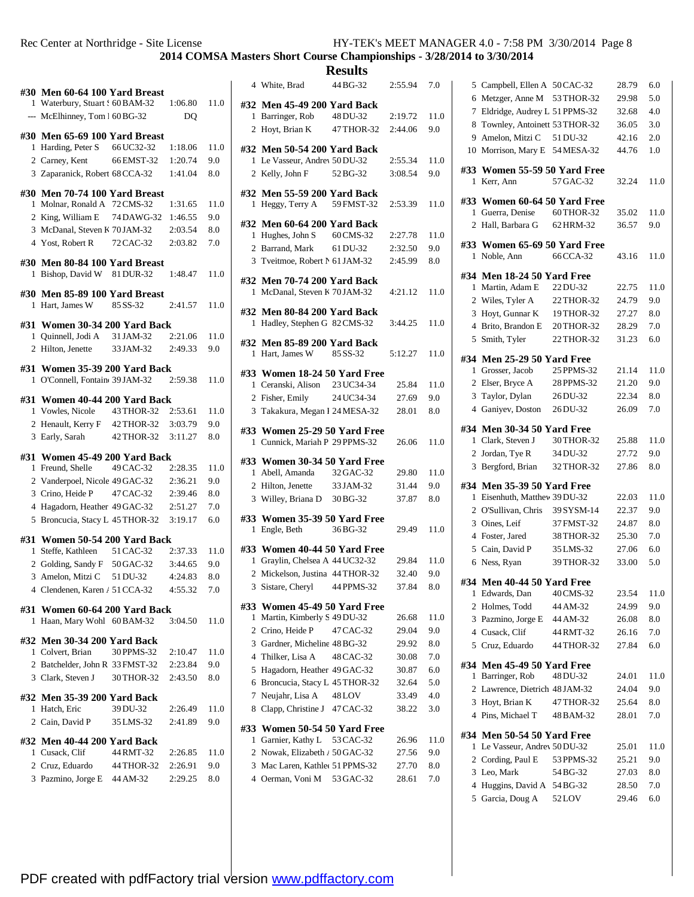## 2014 COMSA Masters Short Course Championships - 3/28/2014 to 3/30/2014

### Results

#### #30 Men 60-64 100 Yard Breast

| Place | Name | Age | Team | Time | Points |
|---|---|---|---|---|---|
| 1 | Waterbury, Stuart S | 60 | BAM-32 | 1:06.80 | 11.0 |
| --- | McElhinney, Tom I | 60 | BG-32 | DQ | |

#### #30 Men 65-69 100 Yard Breast

| Place | Name | Age | Team | Time | Points |
|---|---|---|---|---|---|
| 1 | Harding, Peter S | 66 | UC32-32 | 1:18.06 | 11.0 |
| 2 | Carney, Kent | 66 | EMST-32 | 1:20.74 | 9.0 |
| 3 | Zaparanick, Robert | 68 | CCA-32 | 1:41.04 | 8.0 |

#### #30 Men 70-74 100 Yard Breast

| Place | Name | Age | Team | Time | Points |
|---|---|---|---|---|---|
| 1 | Molnar, Ronald A | 72 | CMS-32 | 1:31.65 | 11.0 |
| 2 | King, William E | 74 | DAWG-32 | 1:46.55 | 9.0 |
| 3 | McDanal, Steven K | 70 | JAM-32 | 2:03.54 | 8.0 |
| 4 | Yost, Robert R | 72 | CAC-32 | 2:03.82 | 7.0 |

#### #30 Men 80-84 100 Yard Breast

| Place | Name | Age | Team | Time | Points |
|---|---|---|---|---|---|
| 1 | Bishop, David W | 81 | DUR-32 | 1:48.47 | 11.0 |

#### #30 Men 85-89 100 Yard Breast

| Place | Name | Age | Team | Time | Points |
|---|---|---|---|---|---|
| 1 | Hart, James W | 85 | SS-32 | 2:41.57 | 11.0 |

#### #31 Women 30-34 200 Yard Back

| Place | Name | Age | Team | Time | Points |
|---|---|---|---|---|---|
| 1 | Quinnell, Jodi A | 31 | JAM-32 | 2:21.06 | 11.0 |
| 2 | Hilton, Jenette | 33 | JAM-32 | 2:49.33 | 9.0 |

#### #31 Women 35-39 200 Yard Back

| Place | Name | Age | Team | Time | Points |
|---|---|---|---|---|---|
| 1 | O'Connell, Fontain | 39 | JAM-32 | 2:59.38 | 11.0 |

#### #31 Women 40-44 200 Yard Back

| Place | Name | Age | Team | Time | Points |
|---|---|---|---|---|---|
| 1 | Vowles, Nicole | 43 | THOR-32 | 2:53.61 | 11.0 |
| 2 | Henault, Kerry F | 42 | THOR-32 | 3:03.79 | 9.0 |
| 3 | Early, Sarah | 42 | THOR-32 | 3:11.27 | 8.0 |

#### #31 Women 45-49 200 Yard Back

| Place | Name | Age | Team | Time | Points |
|---|---|---|---|---|---|
| 1 | Freund, Shelle | 49 | CAC-32 | 2:28.35 | 11.0 |
| 2 | Vanderpoel, Nicole | 49 | GAC-32 | 2:36.21 | 9.0 |
| 3 | Crino, Heide P | 47 | CAC-32 | 2:39.46 | 8.0 |
| 4 | Hagadorn, Heather | 49 | GAC-32 | 2:51.27 | 7.0 |
| 5 | Broncucia, Stacy L | 45 | THOR-32 | 3:19.17 | 6.0 |

#### #31 Women 50-54 200 Yard Back

| Place | Name | Age | Team | Time | Points |
|---|---|---|---|---|---|
| 1 | Steffe, Kathleen | 51 | CAC-32 | 2:37.33 | 11.0 |
| 2 | Golding, Sandy F | 50 | GAC-32 | 3:44.65 | 9.0 |
| 3 | Amelon, Mitzi C | 51 | DU-32 | 4:24.83 | 8.0 |
| 4 | Clendenen, Karen A | 51 | CCA-32 | 4:55.32 | 7.0 |

#### #31 Women 60-64 200 Yard Back

| Place | Name | Age | Team | Time | Points |
|---|---|---|---|---|---|
| 1 | Haan, Mary Wohl | 60 | BAM-32 | 3:04.50 | 11.0 |

#### #32 Men 30-34 200 Yard Back

| Place | Name | Age | Team | Time | Points |
|---|---|---|---|---|---|
| 1 | Colvert, Brian | 30 | PPMS-32 | 2:10.47 | 11.0 |
| 2 | Batchelder, John R | 33 | FMST-32 | 2:23.84 | 9.0 |
| 3 | Clark, Steven J | 30 | THOR-32 | 2:43.50 | 8.0 |

#### #32 Men 35-39 200 Yard Back

| Place | Name | Age | Team | Time | Points |
|---|---|---|---|---|---|
| 1 | Hatch, Eric | 39 | DU-32 | 2:26.49 | 11.0 |
| 2 | Cain, David P | 35 | LMS-32 | 2:41.89 | 9.0 |

#### #32 Men 40-44 200 Yard Back

| Place | Name | Age | Team | Time | Points |
|---|---|---|---|---|---|
| 1 | Cusack, Clif | 44 | RMT-32 | 2:26.85 | 11.0 |
| 2 | Cruz, Eduardo | 44 | THOR-32 | 2:26.91 | 9.0 |
| 3 | Pazmino, Jorge E | 44 | AM-32 | 2:29.25 | 8.0 |
| 4 | White, Brad | 44 | BG-32 | 2:55.94 | 7.0 |

#### #32 Men 45-49 200 Yard Back

| Place | Name | Age | Team | Time | Points |
|---|---|---|---|---|---|
| 1 | Barringer, Rob | 48 | DU-32 | 2:19.72 | 11.0 |
| 2 | Hoyt, Brian K | 47 | THOR-32 | 2:44.06 | 9.0 |

#### #32 Men 50-54 200 Yard Back

| Place | Name | Age | Team | Time | Points |
|---|---|---|---|---|---|
| 1 | Le Vasseur, Andrew | 50 | DU-32 | 2:55.34 | 11.0 |
| 2 | Kelly, John F | 52 | BG-32 | 3:08.54 | 9.0 |

#### #32 Men 55-59 200 Yard Back

| Place | Name | Age | Team | Time | Points |
|---|---|---|---|---|---|
| 1 | Heggy, Terry A | 59 | FMST-32 | 2:53.39 | 11.0 |

#### #32 Men 60-64 200 Yard Back

| Place | Name | Age | Team | Time | Points |
|---|---|---|---|---|---|
| 1 | Hughes, John S | 60 | CMS-32 | 2:27.78 | 11.0 |
| 2 | Barrand, Mark | 61 | DU-32 | 2:32.50 | 9.0 |
| 3 | Tveitmoe, Robert N | 61 | JAM-32 | 2:45.99 | 8.0 |

#### #32 Men 70-74 200 Yard Back

| Place | Name | Age | Team | Time | Points |
|---|---|---|---|---|---|
| 1 | McDanal, Steven K | 70 | JAM-32 | 4:21.12 | 11.0 |

#### #32 Men 80-84 200 Yard Back

| Place | Name | Age | Team | Time | Points |
|---|---|---|---|---|---|
| 1 | Hadley, Stephen G | 82 | CMS-32 | 3:44.25 | 11.0 |

#### #32 Men 85-89 200 Yard Back

| Place | Name | Age | Team | Time | Points |
|---|---|---|---|---|---|
| 1 | Hart, James W | 85 | SS-32 | 5:12.27 | 11.0 |

#### #33 Women 18-24 50 Yard Free

| Place | Name | Age | Team | Time | Points |
|---|---|---|---|---|---|
| 1 | Ceranski, Alison | 23 | UC34-34 | 25.84 | 11.0 |
| 2 | Fisher, Emily | 24 | UC34-34 | 27.69 | 9.0 |
| 3 | Takakura, Megan I | 24 | MESA-32 | 28.01 | 8.0 |

#### #33 Women 25-29 50 Yard Free

| Place | Name | Age | Team | Time | Points |
|---|---|---|---|---|---|
| 1 | Cunnick, Mariah P | 29 | PPMS-32 | 26.06 | 11.0 |

#### #33 Women 30-34 50 Yard Free

| Place | Name | Age | Team | Time | Points |
|---|---|---|---|---|---|
| 1 | Abell, Amanda | 32 | GAC-32 | 29.80 | 11.0 |
| 2 | Hilton, Jenette | 33 | JAM-32 | 31.44 | 9.0 |
| 3 | Willey, Briana D | 30 | BG-32 | 37.87 | 8.0 |

#### #33 Women 35-39 50 Yard Free

| Place | Name | Age | Team | Time | Points |
|---|---|---|---|---|---|
| 1 | Engle, Beth | 36 | BG-32 | 29.49 | 11.0 |

#### #33 Women 40-44 50 Yard Free

| Place | Name | Age | Team | Time | Points |
|---|---|---|---|---|---|
| 1 | Graylin, Chelsea A | 44 | UC32-32 | 29.84 | 11.0 |
| 2 | Mickelson, Justina | 44 | THOR-32 | 32.40 | 9.0 |
| 3 | Sistare, Cheryl | 44 | PPMS-32 | 37.84 | 8.0 |

#### #33 Women 45-49 50 Yard Free

| Place | Name | Age | Team | Time | Points |
|---|---|---|---|---|---|
| 1 | Martin, Kimberly S | 49 | DU-32 | 26.68 | 11.0 |
| 2 | Crino, Heide P | 47 | CAC-32 | 29.04 | 9.0 |
| 3 | Gardner, Micheline | 48 | BG-32 | 29.92 | 8.0 |
| 4 | Thilker, Lisa A | 48 | CAC-32 | 30.08 | 7.0 |
| 5 | Hagadorn, Heather | 49 | GAC-32 | 30.87 | 6.0 |
| 6 | Broncucia, Stacy L | 45 | THOR-32 | 32.64 | 5.0 |
| 7 | Neujahr, Lisa A | 48 | LOV | 33.49 | 4.0 |
| 8 | Clapp, Christine J | 47 | CAC-32 | 38.22 | 3.0 |

#### #33 Women 50-54 50 Yard Free

| Place | Name | Age | Team | Time | Points |
|---|---|---|---|---|---|
| 1 | Garnier, Kathy L | 53 | CAC-32 | 26.96 | 11.0 |
| 2 | Nowak, Elizabeth A | 50 | GAC-32 | 27.56 | 9.0 |
| 3 | Mac Laren, Kathleen | 51 | PPMS-32 | 27.70 | 8.0 |
| 4 | Oerman, Voni M | 53 | GAC-32 | 28.61 | 7.0 |
| 5 | Campbell, Ellen A | 50 | CAC-32 | 28.79 | 6.0 |
| 6 | Metzger, Anne M | 53 | THOR-32 | 29.98 | 5.0 |
| 7 | Eldridge, Audrey L | 51 | PPMS-32 | 32.68 | 4.0 |
| 8 | Townley, Antoinett | 53 | THOR-32 | 36.05 | 3.0 |
| 9 | Amelon, Mitzi C | 51 | DU-32 | 42.16 | 2.0 |
| 10 | Morrison, Mary E | 54 | MESA-32 | 44.76 | 1.0 |

#### #33 Women 55-59 50 Yard Free

| Place | Name | Age | Team | Time | Points |
|---|---|---|---|---|---|
| 1 | Kerr, Ann | 57 | GAC-32 | 32.24 | 11.0 |

#### #33 Women 60-64 50 Yard Free

| Place | Name | Age | Team | Time | Points |
|---|---|---|---|---|---|
| 1 | Guerra, Denise | 60 | THOR-32 | 35.02 | 11.0 |
| 2 | Hall, Barbara G | 62 | HRM-32 | 36.57 | 9.0 |

#### #33 Women 65-69 50 Yard Free

| Place | Name | Age | Team | Time | Points |
|---|---|---|---|---|---|
| 1 | Noble, Ann | 66 | CCA-32 | 43.16 | 11.0 |

#### #34 Men 18-24 50 Yard Free

| Place | Name | Age | Team | Time | Points |
|---|---|---|---|---|---|
| 1 | Martin, Adam E | 22 | DU-32 | 22.75 | 11.0 |
| 2 | Wiles, Tyler A | 22 | THOR-32 | 24.79 | 9.0 |
| 3 | Hoyt, Gunnar K | 19 | THOR-32 | 27.27 | 8.0 |
| 4 | Brito, Brandon E | 20 | THOR-32 | 28.29 | 7.0 |
| 5 | Smith, Tyler | 22 | THOR-32 | 31.23 | 6.0 |

#### #34 Men 25-29 50 Yard Free

| Place | Name | Age | Team | Time | Points |
|---|---|---|---|---|---|
| 1 | Grosser, Jacob | 25 | PPMS-32 | 21.14 | 11.0 |
| 2 | Elser, Bryce A | 28 | PPMS-32 | 21.20 | 9.0 |
| 3 | Taylor, Dylan | 26 | DU-32 | 22.34 | 8.0 |
| 4 | Ganiyev, Doston | 26 | DU-32 | 26.09 | 7.0 |

#### #34 Men 30-34 50 Yard Free

| Place | Name | Age | Team | Time | Points |
|---|---|---|---|---|---|
| 1 | Clark, Steven J | 30 | THOR-32 | 25.88 | 11.0 |
| 2 | Jordan, Tye R | 34 | DU-32 | 27.72 | 9.0 |
| 3 | Bergford, Brian | 32 | THOR-32 | 27.86 | 8.0 |

#### #34 Men 35-39 50 Yard Free

| Place | Name | Age | Team | Time | Points |
|---|---|---|---|---|---|
| 1 | Eisenhuth, Matthew | 39 | DU-32 | 22.03 | 11.0 |
| 2 | O'Sullivan, Chris | 39 | SYSM-14 | 22.37 | 9.0 |
| 3 | Oines, Leif | 37 | FMST-32 | 24.87 | 8.0 |
| 4 | Foster, Jared | 38 | THOR-32 | 25.30 | 7.0 |
| 5 | Cain, David P | 35 | LMS-32 | 27.06 | 6.0 |
| 6 | Ness, Ryan | 39 | THOR-32 | 33.00 | 5.0 |

#### #34 Men 40-44 50 Yard Free

| Place | Name | Age | Team | Time | Points |
|---|---|---|---|---|---|
| 1 | Edwards, Dan | 40 | CMS-32 | 23.54 | 11.0 |
| 2 | Holmes, Todd | 44 | AM-32 | 24.99 | 9.0 |
| 3 | Pazmino, Jorge E | 44 | AM-32 | 26.08 | 8.0 |
| 4 | Cusack, Clif | 44 | RMT-32 | 26.16 | 7.0 |
| 5 | Cruz, Eduardo | 44 | THOR-32 | 27.84 | 6.0 |

#### #34 Men 45-49 50 Yard Free

| Place | Name | Age | Team | Time | Points |
|---|---|---|---|---|---|
| 1 | Barringer, Rob | 48 | DU-32 | 24.01 | 11.0 |
| 2 | Lawrence, Dietrich | 48 | JAM-32 | 24.04 | 9.0 |
| 3 | Hoyt, Brian K | 47 | THOR-32 | 25.64 | 8.0 |
| 4 | Pins, Michael T | 48 | BAM-32 | 28.01 | 7.0 |

#### #34 Men 50-54 50 Yard Free

| Place | Name | Age | Team | Time | Points |
|---|---|---|---|---|---|
| 1 | Le Vasseur, Andrew | 50 | DU-32 | 25.01 | 11.0 |
| 2 | Cording, Paul E | 53 | PPMS-32 | 25.21 | 9.0 |
| 3 | Leo, Mark | 54 | BG-32 | 27.03 | 8.0 |
| 4 | Huggins, David A | 54 | BG-32 | 28.50 | 7.0 |
| 5 | Garcia, Doug A | 52 | LOV | 29.46 | 6.0 |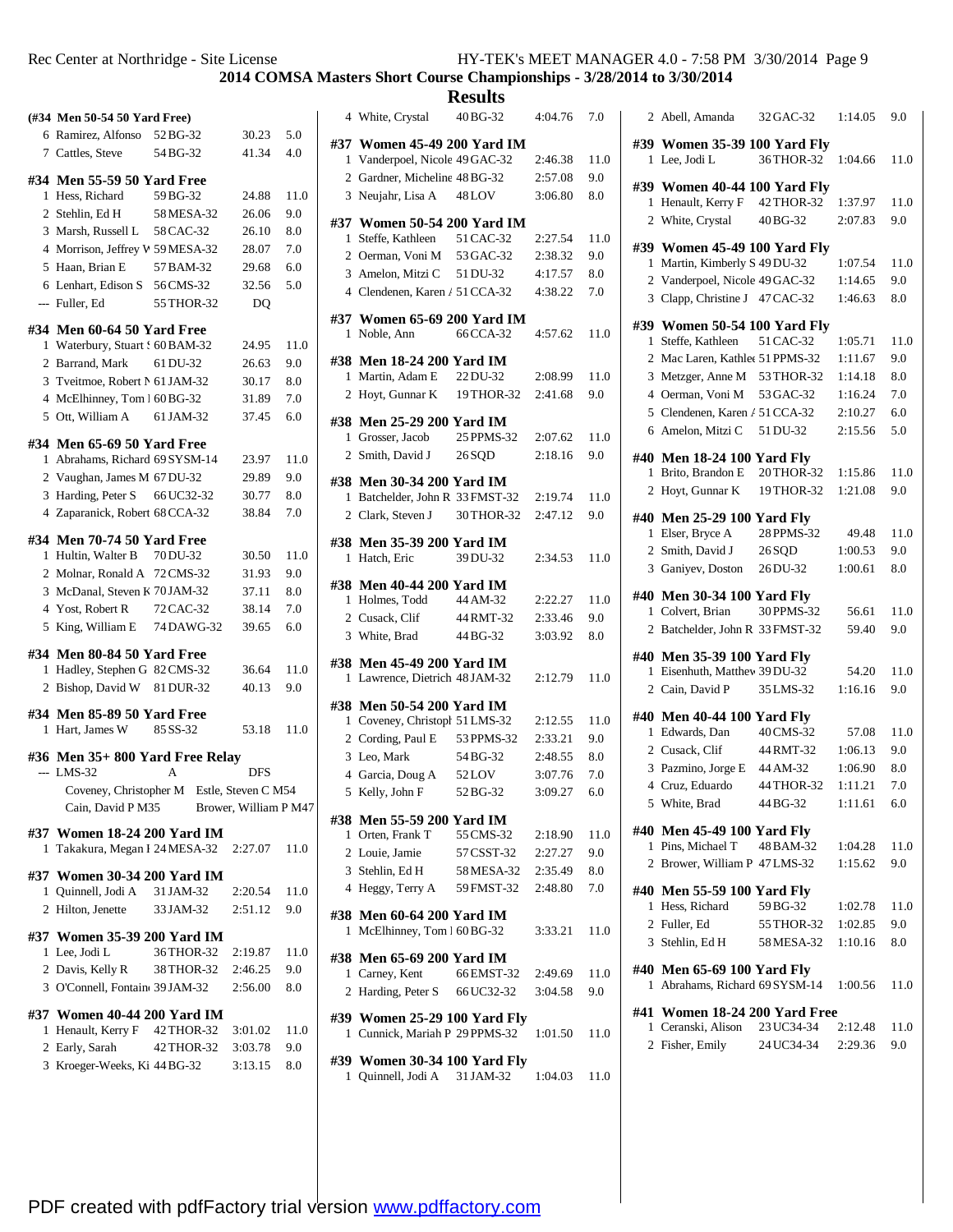## 2014 COMSA Masters Short Course Championships - 3/28/2014 to 3/30/2014

### Results

**(#34 Men 50-54 50 Yard Free)**

| | Name | Age | Team | Time | Points |
|---|---|---|---|---|---|
| 6 | Ramirez, Alfonso | 52 | BG-32 | 30.23 | 5.0 |
| 7 | Cattles, Steve | 54 | BG-32 | 41.34 | 4.0 |

**#34 Men 55-59 50 Yard Free**

| | Name | Age | Team | Time | Points |
|---|---|---|---|---|---|
| 1 | Hess, Richard | 59 | BG-32 | 24.88 | 11.0 |
| 2 | Stehlin, Ed H | 58 | MESA-32 | 26.06 | 9.0 |
| 3 | Marsh, Russell L | 58 | CAC-32 | 26.10 | 8.0 |
| 4 | Morrison, Jeffrey W | 59 | MESA-32 | 28.07 | 7.0 |
| 5 | Haan, Brian E | 57 | BAM-32 | 29.68 | 6.0 |
| 6 | Lenhart, Edison S | 56 | CMS-32 | 32.56 | 5.0 |
| --- | Fuller, Ed | 55 | THOR-32 | DQ | |

**#34 Men 60-64 50 Yard Free**

| | Name | Age | Team | Time | Points |
|---|---|---|---|---|---|
| 1 | Waterbury, Stuart S | 60 | BAM-32 | 24.95 | 11.0 |
| 2 | Barrand, Mark | 61 | DU-32 | 26.63 | 9.0 |
| 3 | Tveitmoe, Robert N | 61 | JAM-32 | 30.17 | 8.0 |
| 4 | McElhinney, Tom I | 60 | BG-32 | 31.89 | 7.0 |
| 5 | Ott, William A | 61 | JAM-32 | 37.45 | 6.0 |

**#34 Men 65-69 50 Yard Free**

| | Name | Age | Team | Time | Points |
|---|---|---|---|---|---|
| 1 | Abrahams, Richard | 69 | SYSM-14 | 23.97 | 11.0 |
| 2 | Vaughan, James M | 67 | DU-32 | 29.89 | 9.0 |
| 3 | Harding, Peter S | 66 | UC32-32 | 30.77 | 8.0 |
| 4 | Zaparanick, Robert | 68 | CCA-32 | 38.84 | 7.0 |

**#34 Men 70-74 50 Yard Free**

| | Name | Age | Team | Time | Points |
|---|---|---|---|---|---|
| 1 | Hultin, Walter B | 70 | DU-32 | 30.50 | 11.0 |
| 2 | Molnar, Ronald A | 72 | CMS-32 | 31.93 | 9.0 |
| 3 | McDanal, Steven K | 70 | JAM-32 | 37.11 | 8.0 |
| 4 | Yost, Robert R | 72 | CAC-32 | 38.14 | 7.0 |
| 5 | King, William E | 74 | DAWG-32 | 39.65 | 6.0 |

**#34 Men 80-84 50 Yard Free**

| | Name | Age | Team | Time | Points |
|---|---|---|---|---|---|
| 1 | Hadley, Stephen G | 82 | CMS-32 | 36.64 | 11.0 |
| 2 | Bishop, David W | 81 | DUR-32 | 40.13 | 9.0 |

**#34 Men 85-89 50 Yard Free**

| | Name | Age | Team | Time | Points |
|---|---|---|---|---|---|
| 1 | Hart, James W | 85 | SS-32 | 53.18 | 11.0 |

**#36 Men 35+ 800 Yard Free Relay**

| | Team | Relay | Time |
|---|---|---|---|
| --- | LMS-32 | A | DFS |

Coveney, Christopher M — Estle, Steven C M54 — Cain, David P M35 — Brower, William P M47

**#37 Women 18-24 200 Yard IM**

| | Name | Age | Team | Time | Points |
|---|---|---|---|---|---|
| 1 | Takakura, Megan I | 24 | MESA-32 | 2:27.07 | 11.0 |

**#37 Women 30-34 200 Yard IM**

| | Name | Age | Team | Time | Points |
|---|---|---|---|---|---|
| 1 | Quinnell, Jodi A | 31 | JAM-32 | 2:20.54 | 11.0 |
| 2 | Hilton, Jenette | 33 | JAM-32 | 2:51.12 | 9.0 |

**#37 Women 35-39 200 Yard IM**

| | Name | Age | Team | Time | Points |
|---|---|---|---|---|---|
| 1 | Lee, Jodi L | 36 | THOR-32 | 2:19.87 | 11.0 |
| 2 | Davis, Kelly R | 38 | THOR-32 | 2:46.25 | 9.0 |
| 3 | O'Connell, Fontain | 39 | JAM-32 | 2:56.00 | 8.0 |

**#37 Women 40-44 200 Yard IM**

| | Name | Age | Team | Time | Points |
|---|---|---|---|---|---|
| 1 | Henault, Kerry F | 42 | THOR-32 | 3:01.02 | 11.0 |
| 2 | Early, Sarah | 42 | THOR-32 | 3:03.78 | 9.0 |
| 3 | Kroeger-Weeks, Ki | 44 | BG-32 | 3:13.15 | 8.0 |
| 4 | White, Crystal | 40 | BG-32 | 4:04.76 | 7.0 |

**#37 Women 45-49 200 Yard IM**

| | Name | Age | Team | Time | Points |
|---|---|---|---|---|---|
| 1 | Vanderpoel, Nicole | 49 | GAC-32 | 2:46.38 | 11.0 |
| 2 | Gardner, Micheline | 48 | BG-32 | 2:57.08 | 9.0 |
| 3 | Neujahr, Lisa A | 48 | LOV | 3:06.80 | 8.0 |

**#37 Women 50-54 200 Yard IM**

| | Name | Age | Team | Time | Points |
|---|---|---|---|---|---|
| 1 | Steffe, Kathleen | 51 | CAC-32 | 2:27.54 | 11.0 |
| 2 | Oerman, Voni M | 53 | GAC-32 | 2:38.32 | 9.0 |
| 3 | Amelon, Mitzi C | 51 | DU-32 | 4:17.57 | 8.0 |
| 4 | Clendenen, Karen A | 51 | CCA-32 | 4:38.22 | 7.0 |

**#37 Women 65-69 200 Yard IM**

| | Name | Age | Team | Time | Points |
|---|---|---|---|---|---|
| 1 | Noble, Ann | 66 | CCA-32 | 4:57.62 | 11.0 |

**#38 Men 18-24 200 Yard IM**

| | Name | Age | Team | Time | Points |
|---|---|---|---|---|---|
| 1 | Martin, Adam E | 22 | DU-32 | 2:08.99 | 11.0 |
| 2 | Hoyt, Gunnar K | 19 | THOR-32 | 2:41.68 | 9.0 |

**#38 Men 25-29 200 Yard IM**

| | Name | Age | Team | Time | Points |
|---|---|---|---|---|---|
| 1 | Grosser, Jacob | 25 | PPMS-32 | 2:07.62 | 11.0 |
| 2 | Smith, David J | 26 | SQD | 2:18.16 | 9.0 |

**#38 Men 30-34 200 Yard IM**

| | Name | Age | Team | Time | Points |
|---|---|---|---|---|---|
| 1 | Batchelder, John R | 33 | FMST-32 | 2:19.74 | 11.0 |
| 2 | Clark, Steven J | 30 | THOR-32 | 2:47.12 | 9.0 |

**#38 Men 35-39 200 Yard IM**

| | Name | Age | Team | Time | Points |
|---|---|---|---|---|---|
| 1 | Hatch, Eric | 39 | DU-32 | 2:34.53 | 11.0 |

**#38 Men 40-44 200 Yard IM**

| | Name | Age | Team | Time | Points |
|---|---|---|---|---|---|
| 1 | Holmes, Todd | 44 | AM-32 | 2:22.27 | 11.0 |
| 2 | Cusack, Clif | 44 | RMT-32 | 2:33.46 | 9.0 |
| 3 | White, Brad | 44 | BG-32 | 3:03.92 | 8.0 |

**#38 Men 45-49 200 Yard IM**

| | Name | Age | Team | Time | Points |
|---|---|---|---|---|---|
| 1 | Lawrence, Dietrich | 48 | JAM-32 | 2:12.79 | 11.0 |

**#38 Men 50-54 200 Yard IM**

| | Name | Age | Team | Time | Points |
|---|---|---|---|---|---|
| 1 | Coveney, Christoph | 51 | LMS-32 | 2:12.55 | 11.0 |
| 2 | Cording, Paul E | 53 | PPMS-32 | 2:33.21 | 9.0 |
| 3 | Leo, Mark | 54 | BG-32 | 2:48.55 | 8.0 |
| 4 | Garcia, Doug A | 52 | LOV | 3:07.76 | 7.0 |
| 5 | Kelly, John F | 52 | BG-32 | 3:09.27 | 6.0 |

**#38 Men 55-59 200 Yard IM**

| | Name | Age | Team | Time | Points |
|---|---|---|---|---|---|
| 1 | Orten, Frank T | 55 | CMS-32 | 2:18.90 | 11.0 |
| 2 | Louie, Jamie | 57 | CSST-32 | 2:27.27 | 9.0 |
| 3 | Stehlin, Ed H | 58 | MESA-32 | 2:35.49 | 8.0 |
| 4 | Heggy, Terry A | 59 | FMST-32 | 2:48.80 | 7.0 |

**#38 Men 60-64 200 Yard IM**

| | Name | Age | Team | Time | Points |
|---|---|---|---|---|---|
| 1 | McElhinney, Tom I | 60 | BG-32 | 3:33.21 | 11.0 |

**#38 Men 65-69 200 Yard IM**

| | Name | Age | Team | Time | Points |
|---|---|---|---|---|---|
| 1 | Carney, Kent | 66 | EMST-32 | 2:49.69 | 11.0 |
| 2 | Harding, Peter S | 66 | UC32-32 | 3:04.58 | 9.0 |

**#39 Women 25-29 100 Yard Fly**

| | Name | Age | Team | Time | Points |
|---|---|---|---|---|---|
| 1 | Cunnick, Mariah P | 29 | PPMS-32 | 1:01.50 | 11.0 |

**#39 Women 30-34 100 Yard Fly**

| | Name | Age | Team | Time | Points |
|---|---|---|---|---|---|
| 1 | Quinnell, Jodi A | 31 | JAM-32 | 1:04.03 | 11.0 |
| 2 | Abell, Amanda | 32 | GAC-32 | 1:14.05 | 9.0 |

**#39 Women 35-39 100 Yard Fly**

| | Name | Age | Team | Time | Points |
|---|---|---|---|---|---|
| 1 | Lee, Jodi L | 36 | THOR-32 | 1:04.66 | 11.0 |

**#39 Women 40-44 100 Yard Fly**

| | Name | Age | Team | Time | Points |
|---|---|---|---|---|---|
| 1 | Henault, Kerry F | 42 | THOR-32 | 1:37.97 | 11.0 |
| 2 | White, Crystal | 40 | BG-32 | 2:07.83 | 9.0 |

**#39 Women 45-49 100 Yard Fly**

| | Name | Age | Team | Time | Points |
|---|---|---|---|---|---|
| 1 | Martin, Kimberly S | 49 | DU-32 | 1:07.54 | 11.0 |
| 2 | Vanderpoel, Nicole | 49 | GAC-32 | 1:14.65 | 9.0 |
| 3 | Clapp, Christine J | 47 | CAC-32 | 1:46.63 | 8.0 |

**#39 Women 50-54 100 Yard Fly**

| | Name | Age | Team | Time | Points |
|---|---|---|---|---|---|
| 1 | Steffe, Kathleen | 51 | CAC-32 | 1:05.71 | 11.0 |
| 2 | Mac Laren, Kathlee | 51 | PPMS-32 | 1:11.67 | 9.0 |
| 3 | Metzger, Anne M | 53 | THOR-32 | 1:14.18 | 8.0 |
| 4 | Oerman, Voni M | 53 | GAC-32 | 1:16.24 | 7.0 |
| 5 | Clendenen, Karen A | 51 | CCA-32 | 2:10.27 | 6.0 |
| 6 | Amelon, Mitzi C | 51 | DU-32 | 2:15.56 | 5.0 |

**#40 Men 18-24 100 Yard Fly**

| | Name | Age | Team | Time | Points |
|---|---|---|---|---|---|
| 1 | Brito, Brandon E | 20 | THOR-32 | 1:15.86 | 11.0 |
| 2 | Hoyt, Gunnar K | 19 | THOR-32 | 1:21.08 | 9.0 |

**#40 Men 25-29 100 Yard Fly**

| | Name | Age | Team | Time | Points |
|---|---|---|---|---|---|
| 1 | Elser, Bryce A | 28 | PPMS-32 | 49.48 | 11.0 |
| 2 | Smith, David J | 26 | SQD | 1:00.53 | 9.0 |
| 3 | Ganiyev, Doston | 26 | DU-32 | 1:00.61 | 8.0 |

**#40 Men 30-34 100 Yard Fly**

| | Name | Age | Team | Time | Points |
|---|---|---|---|---|---|
| 1 | Colvert, Brian | 30 | PPMS-32 | 56.61 | 11.0 |
| 2 | Batchelder, John R | 33 | FMST-32 | 59.40 | 9.0 |

**#40 Men 35-39 100 Yard Fly**

| | Name | Age | Team | Time | Points |
|---|---|---|---|---|---|
| 1 | Eisenhuth, Matthew | 39 | DU-32 | 54.20 | 11.0 |
| 2 | Cain, David P | 35 | LMS-32 | 1:16.16 | 9.0 |

**#40 Men 40-44 100 Yard Fly**

| | Name | Age | Team | Time | Points |
|---|---|---|---|---|---|
| 1 | Edwards, Dan | 40 | CMS-32 | 57.08 | 11.0 |
| 2 | Cusack, Clif | 44 | RMT-32 | 1:06.13 | 9.0 |
| 3 | Pazmino, Jorge E | 44 | AM-32 | 1:06.90 | 8.0 |
| 4 | Cruz, Eduardo | 44 | THOR-32 | 1:11.21 | 7.0 |
| 5 | White, Brad | 44 | BG-32 | 1:11.61 | 6.0 |

**#40 Men 45-49 100 Yard Fly**

| | Name | Age | Team | Time | Points |
|---|---|---|---|---|---|
| 1 | Pins, Michael T | 48 | BAM-32 | 1:04.28 | 11.0 |
| 2 | Brower, William P | 47 | LMS-32 | 1:15.62 | 9.0 |

**#40 Men 55-59 100 Yard Fly**

| | Name | Age | Team | Time | Points |
|---|---|---|---|---|---|
| 1 | Hess, Richard | 59 | BG-32 | 1:02.78 | 11.0 |
| 2 | Fuller, Ed | 55 | THOR-32 | 1:02.85 | 9.0 |
| 3 | Stehlin, Ed H | 58 | MESA-32 | 1:10.16 | 8.0 |

**#40 Men 65-69 100 Yard Fly**

| | Name | Age | Team | Time | Points |
|---|---|---|---|---|---|
| 1 | Abrahams, Richard | 69 | SYSM-14 | 1:00.56 | 11.0 |

**#41 Women 18-24 200 Yard Free**

| | Name | Age | Team | Time | Points |
|---|---|---|---|---|---|
| 1 | Ceranski, Alison | 23 | UC34-34 | 2:12.48 | 11.0 |
| 2 | Fisher, Emily | 24 | UC34-34 | 2:29.36 | 9.0 |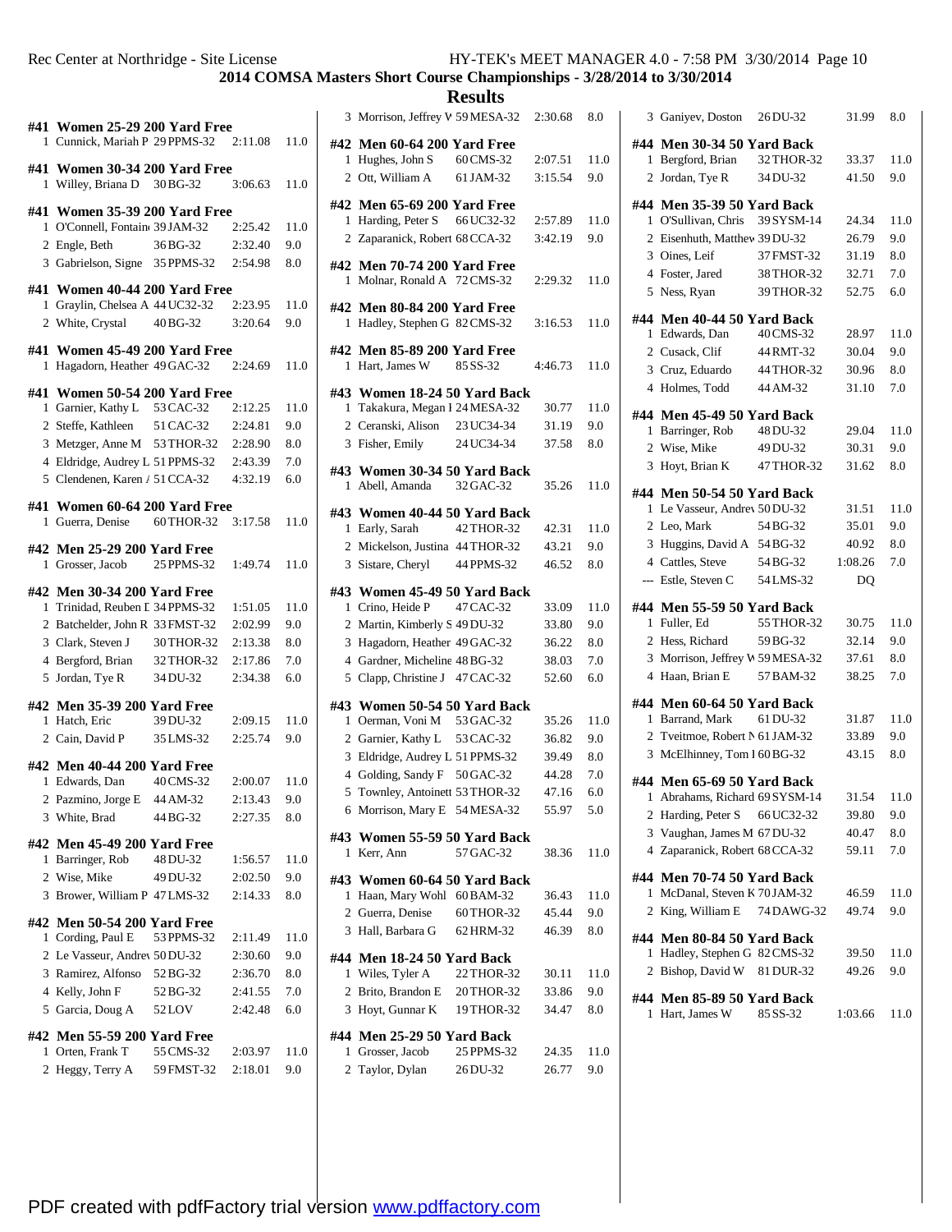## 2014 COMSA Masters Short Course Championships - 3/28/2014 to 3/30/2014

### Results

#### #41 Women 25-29 200 Yard Free

| | Name | Age Team | Time | Points |
|---|---|---|---|---|
| 1 | Cunnick, Mariah P | 29 PPMS-32 | 2:11.08 | 11.0 |

#### #41 Women 30-34 200 Yard Free

| | Name | Age Team | Time | Points |
|---|---|---|---|---|
| 1 | Willey, Briana D | 30 BG-32 | 3:06.63 | 11.0 |

#### #41 Women 35-39 200 Yard Free

| | Name | Age Team | Time | Points |
|---|---|---|---|---|
| 1 | O'Connell, Fontain | 39 JAM-32 | 2:25.42 | 11.0 |
| 2 | Engle, Beth | 36 BG-32 | 2:32.40 | 9.0 |
| 3 | Gabrielson, Signe | 35 PPMS-32 | 2:54.98 | 8.0 |

#### #41 Women 40-44 200 Yard Free

| | Name | Age Team | Time | Points |
|---|---|---|---|---|
| 1 | Graylin, Chelsea A | 44 UC32-32 | 2:23.95 | 11.0 |
| 2 | White, Crystal | 40 BG-32 | 3:20.64 | 9.0 |

#### #41 Women 45-49 200 Yard Free

| | Name | Age Team | Time | Points |
|---|---|---|---|---|
| 1 | Hagadorn, Heather | 49 GAC-32 | 2:24.69 | 11.0 |

#### #41 Women 50-54 200 Yard Free

| | Name | Age Team | Time | Points |
|---|---|---|---|---|
| 1 | Garnier, Kathy L | 53 CAC-32 | 2:12.25 | 11.0 |
| 2 | Steffe, Kathleen | 51 CAC-32 | 2:24.81 | 9.0 |
| 3 | Metzger, Anne M | 53 THOR-32 | 2:28.90 | 8.0 |
| 4 | Eldridge, Audrey L | 51 PPMS-32 | 2:43.39 | 7.0 |
| 5 | Clendenen, Karen A | 51 CCA-32 | 4:32.19 | 6.0 |

#### #41 Women 60-64 200 Yard Free

| | Name | Age Team | Time | Points |
|---|---|---|---|---|
| 1 | Guerra, Denise | 60 THOR-32 | 3:17.58 | 11.0 |

#### #42 Men 25-29 200 Yard Free

| | Name | Age Team | Time | Points |
|---|---|---|---|---|
| 1 | Grosser, Jacob | 25 PPMS-32 | 1:49.74 | 11.0 |

#### #42 Men 30-34 200 Yard Free

| | Name | Age Team | Time | Points |
|---|---|---|---|---|
| 1 | Trinidad, Reuben D | 34 PPMS-32 | 1:51.05 | 11.0 |
| 2 | Batchelder, John R | 33 FMST-32 | 2:02.99 | 9.0 |
| 3 | Clark, Steven J | 30 THOR-32 | 2:13.38 | 8.0 |
| 4 | Bergford, Brian | 32 THOR-32 | 2:17.86 | 7.0 |
| 5 | Jordan, Tye R | 34 DU-32 | 2:34.38 | 6.0 |

#### #42 Men 35-39 200 Yard Free

| | Name | Age Team | Time | Points |
|---|---|---|---|---|
| 1 | Hatch, Eric | 39 DU-32 | 2:09.15 | 11.0 |
| 2 | Cain, David P | 35 LMS-32 | 2:25.74 | 9.0 |

#### #42 Men 40-44 200 Yard Free

| | Name | Age Team | Time | Points |
|---|---|---|---|---|
| 1 | Edwards, Dan | 40 CMS-32 | 2:00.07 | 11.0 |
| 2 | Pazmino, Jorge E | 44 AM-32 | 2:13.43 | 9.0 |
| 3 | White, Brad | 44 BG-32 | 2:27.35 | 8.0 |

#### #42 Men 45-49 200 Yard Free

| | Name | Age Team | Time | Points |
|---|---|---|---|---|
| 1 | Barringer, Rob | 48 DU-32 | 1:56.57 | 11.0 |
| 2 | Wise, Mike | 49 DU-32 | 2:02.50 | 9.0 |
| 3 | Brower, William P | 47 LMS-32 | 2:14.33 | 8.0 |

#### #42 Men 50-54 200 Yard Free

| | Name | Age Team | Time | Points |
|---|---|---|---|---|
| 1 | Cording, Paul E | 53 PPMS-32 | 2:11.49 | 11.0 |
| 2 | Le Vasseur, Andrew | 50 DU-32 | 2:30.60 | 9.0 |
| 3 | Ramirez, Alfonso | 52 BG-32 | 2:36.70 | 8.0 |
| 4 | Kelly, John F | 52 BG-32 | 2:41.55 | 7.0 |
| 5 | Garcia, Doug A | 52 LOV | 2:42.48 | 6.0 |

#### #42 Men 55-59 200 Yard Free

| | Name | Age Team | Time | Points |
|---|---|---|---|---|
| 1 | Orten, Frank T | 55 CMS-32 | 2:03.97 | 11.0 |
| 2 | Heggy, Terry A | 59 FMST-32 | 2:18.01 | 9.0 |
| 3 | Morrison, Jeffrey W | 59 MESA-32 | 2:30.68 | 8.0 |

#### #42 Men 60-64 200 Yard Free

| | Name | Age Team | Time | Points |
|---|---|---|---|---|
| 1 | Hughes, John S | 60 CMS-32 | 2:07.51 | 11.0 |
| 2 | Ott, William A | 61 JAM-32 | 3:15.54 | 9.0 |

#### #42 Men 65-69 200 Yard Free

| | Name | Age Team | Time | Points |
|---|---|---|---|---|
| 1 | Harding, Peter S | 66 UC32-32 | 2:57.89 | 11.0 |
| 2 | Zaparanick, Robert | 68 CCA-32 | 3:42.19 | 9.0 |

#### #42 Men 70-74 200 Yard Free

| | Name | Age Team | Time | Points |
|---|---|---|---|---|
| 1 | Molnar, Ronald A | 72 CMS-32 | 2:29.32 | 11.0 |

#### #42 Men 80-84 200 Yard Free

| | Name | Age Team | Time | Points |
|---|---|---|---|---|
| 1 | Hadley, Stephen G | 82 CMS-32 | 3:16.53 | 11.0 |

#### #42 Men 85-89 200 Yard Free

| | Name | Age Team | Time | Points |
|---|---|---|---|---|
| 1 | Hart, James W | 85 SS-32 | 4:46.73 | 11.0 |

#### #43 Women 18-24 50 Yard Back

| | Name | Age Team | Time | Points |
|---|---|---|---|---|
| 1 | Takakura, Megan I | 24 MESA-32 | 30.77 | 11.0 |
| 2 | Ceranski, Alison | 23 UC34-34 | 31.19 | 9.0 |
| 3 | Fisher, Emily | 24 UC34-34 | 37.58 | 8.0 |

#### #43 Women 30-34 50 Yard Back

| | Name | Age Team | Time | Points |
|---|---|---|---|---|
| 1 | Abell, Amanda | 32 GAC-32 | 35.26 | 11.0 |

#### #43 Women 40-44 50 Yard Back

| | Name | Age Team | Time | Points |
|---|---|---|---|---|
| 1 | Early, Sarah | 42 THOR-32 | 42.31 | 11.0 |
| 2 | Mickelson, Justina | 44 THOR-32 | 43.21 | 9.0 |
| 3 | Sistare, Cheryl | 44 PPMS-32 | 46.52 | 8.0 |

#### #43 Women 45-49 50 Yard Back

| | Name | Age Team | Time | Points |
|---|---|---|---|---|
| 1 | Crino, Heide P | 47 CAC-32 | 33.09 | 11.0 |
| 2 | Martin, Kimberly S | 49 DU-32 | 33.80 | 9.0 |
| 3 | Hagadorn, Heather | 49 GAC-32 | 36.22 | 8.0 |
| 4 | Gardner, Micheline | 48 BG-32 | 38.03 | 7.0 |
| 5 | Clapp, Christine J | 47 CAC-32 | 52.60 | 6.0 |

#### #43 Women 50-54 50 Yard Back

| | Name | Age Team | Time | Points |
|---|---|---|---|---|
| 1 | Oerman, Voni M | 53 GAC-32 | 35.26 | 11.0 |
| 2 | Garnier, Kathy L | 53 CAC-32 | 36.82 | 9.0 |
| 3 | Eldridge, Audrey L | 51 PPMS-32 | 39.49 | 8.0 |
| 4 | Golding, Sandy F | 50 GAC-32 | 44.28 | 7.0 |
| 5 | Townley, Antoinett | 53 THOR-32 | 47.16 | 6.0 |
| 6 | Morrison, Mary E | 54 MESA-32 | 55.97 | 5.0 |

#### #43 Women 55-59 50 Yard Back

| | Name | Age Team | Time | Points |
|---|---|---|---|---|
| 1 | Kerr, Ann | 57 GAC-32 | 38.36 | 11.0 |

#### #43 Women 60-64 50 Yard Back

| | Name | Age Team | Time | Points |
|---|---|---|---|---|
| 1 | Haan, Mary Wohl | 60 BAM-32 | 36.43 | 11.0 |
| 2 | Guerra, Denise | 60 THOR-32 | 45.44 | 9.0 |
| 3 | Hall, Barbara G | 62 HRM-32 | 46.39 | 8.0 |

#### #44 Men 18-24 50 Yard Back

| | Name | Age Team | Time | Points |
|---|---|---|---|---|
| 1 | Wiles, Tyler A | 22 THOR-32 | 30.11 | 11.0 |
| 2 | Brito, Brandon E | 20 THOR-32 | 33.86 | 9.0 |
| 3 | Hoyt, Gunnar K | 19 THOR-32 | 34.47 | 8.0 |

#### #44 Men 25-29 50 Yard Back

| | Name | Age Team | Time | Points |
|---|---|---|---|---|
| 1 | Grosser, Jacob | 25 PPMS-32 | 24.35 | 11.0 |
| 2 | Taylor, Dylan | 26 DU-32 | 26.77 | 9.0 |
| 3 | Ganiyev, Doston | 26 DU-32 | 31.99 | 8.0 |

#### #44 Men 30-34 50 Yard Back

| | Name | Age Team | Time | Points |
|---|---|---|---|---|
| 1 | Bergford, Brian | 32 THOR-32 | 33.37 | 11.0 |
| 2 | Jordan, Tye R | 34 DU-32 | 41.50 | 9.0 |

#### #44 Men 35-39 50 Yard Back

| | Name | Age Team | Time | Points |
|---|---|---|---|---|
| 1 | O'Sullivan, Chris | 39 SYSM-14 | 24.34 | 11.0 |
| 2 | Eisenhuth, Matthew | 39 DU-32 | 26.79 | 9.0 |
| 3 | Oines, Leif | 37 FMST-32 | 31.19 | 8.0 |
| 4 | Foster, Jared | 38 THOR-32 | 32.71 | 7.0 |
| 5 | Ness, Ryan | 39 THOR-32 | 52.75 | 6.0 |

#### #44 Men 40-44 50 Yard Back

| | Name | Age Team | Time | Points |
|---|---|---|---|---|
| 1 | Edwards, Dan | 40 CMS-32 | 28.97 | 11.0 |
| 2 | Cusack, Clif | 44 RMT-32 | 30.04 | 9.0 |
| 3 | Cruz, Eduardo | 44 THOR-32 | 30.96 | 8.0 |
| 4 | Holmes, Todd | 44 AM-32 | 31.10 | 7.0 |

#### #44 Men 45-49 50 Yard Back

| | Name | Age Team | Time | Points |
|---|---|---|---|---|
| 1 | Barringer, Rob | 48 DU-32 | 29.04 | 11.0 |
| 2 | Wise, Mike | 49 DU-32 | 30.31 | 9.0 |
| 3 | Hoyt, Brian K | 47 THOR-32 | 31.62 | 8.0 |

#### #44 Men 50-54 50 Yard Back

| | Name | Age Team | Time | Points |
|---|---|---|---|---|
| 1 | Le Vasseur, Andrew | 50 DU-32 | 31.51 | 11.0 |
| 2 | Leo, Mark | 54 BG-32 | 35.01 | 9.0 |
| 3 | Huggins, David A | 54 BG-32 | 40.92 | 8.0 |
| 4 | Cattles, Steve | 54 BG-32 | 1:08.26 | 7.0 |
| --- | Estle, Steven C | 54 LMS-32 | DQ | |

#### #44 Men 55-59 50 Yard Back

| | Name | Age Team | Time | Points |
|---|---|---|---|---|
| 1 | Fuller, Ed | 55 THOR-32 | 30.75 | 11.0 |
| 2 | Hess, Richard | 59 BG-32 | 32.14 | 9.0 |
| 3 | Morrison, Jeffrey W | 59 MESA-32 | 37.61 | 8.0 |
| 4 | Haan, Brian E | 57 BAM-32 | 38.25 | 7.0 |

#### #44 Men 60-64 50 Yard Back

| | Name | Age Team | Time | Points |
|---|---|---|---|---|
| 1 | Barrand, Mark | 61 DU-32 | 31.87 | 11.0 |
| 2 | Tveitmoe, Robert N | 61 JAM-32 | 33.89 | 9.0 |
| 3 | McElhinney, Tom I | 60 BG-32 | 43.15 | 8.0 |

#### #44 Men 65-69 50 Yard Back

| | Name | Age Team | Time | Points |
|---|---|---|---|---|
| 1 | Abrahams, Richard | 69 SYSM-14 | 31.54 | 11.0 |
| 2 | Harding, Peter S | 66 UC32-32 | 39.80 | 9.0 |
| 3 | Vaughan, James M | 67 DU-32 | 40.47 | 8.0 |
| 4 | Zaparanick, Robert | 68 CCA-32 | 59.11 | 7.0 |

#### #44 Men 70-74 50 Yard Back

| | Name | Age Team | Time | Points |
|---|---|---|---|---|
| 1 | McDanal, Steven K | 70 JAM-32 | 46.59 | 11.0 |
| 2 | King, William E | 74 DAWG-32 | 49.74 | 9.0 |

#### #44 Men 80-84 50 Yard Back

| | Name | Age Team | Time | Points |
|---|---|---|---|---|
| 1 | Hadley, Stephen G | 82 CMS-32 | 39.50 | 11.0 |
| 2 | Bishop, David W | 81 DUR-32 | 49.26 | 9.0 |

#### #44 Men 85-89 50 Yard Back

| | Name | Age Team | Time | Points |
|---|---|---|---|---|
| 1 | Hart, James W | 85 SS-32 | 1:03.66 | 11.0 |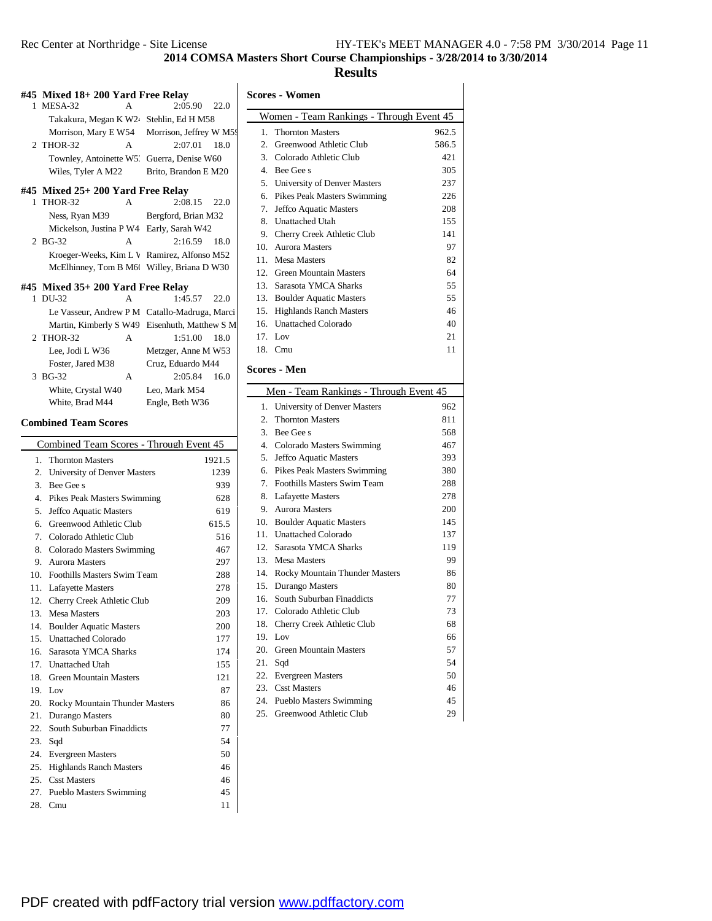**2014 COMSA Masters Short Course Championships - 3/28/2014 to 3/30/2014**

## Results

### #45 Mixed 18+ 200 Yard Free Relay

1 MESA-32 A 2:05.90 22.0
- Takakura, Megan K W24 — Stehlin, Ed H M58
- Morrison, Mary E W54 — Morrison, Jeffrey W M59

2 THOR-32 A 2:07.01 18.0
- Townley, Antoinette W5: — Guerra, Denise W60
- Wiles, Tyler A M22 — Brito, Brandon E M20

### #45 Mixed 25+ 200 Yard Free Relay

1 THOR-32 A 2:08.15 22.0
- Ness, Ryan M39 — Bergford, Brian M32
- Mickelson, Justina P W4 — Early, Sarah W42

2 BG-32 A 2:16.59 18.0
- Kroeger-Weeks, Kim L V — Ramirez, Alfonso M52
- McElhinney, Tom B M6( — Willey, Briana D W30

### #45 Mixed 35+ 200 Yard Free Relay

1 DU-32 A 1:45.57 22.0
- Le Vasseur, Andrew P M — Catallo-Madruga, Marci
- Martin, Kimberly S W49 — Eisenhuth, Matthew S M

2 THOR-32 A 1:51.00 18.0
- Lee, Jodi L W36 — Metzger, Anne M W53
- Foster, Jared M38 — Cruz, Eduardo M44

3 BG-32 A 2:05.84 16.0
- White, Crystal W40 — Leo, Mark M54
- White, Brad M44 — Engle, Beth W36

### Combined Team Scores

Combined Team Scores - Through Event 45

| | | |
|---|---|---|
| 1. | Thornton Masters | 1921.5 |
| 2. | University of Denver Masters | 1239 |
| 3. | Bee Gee s | 939 |
| 4. | Pikes Peak Masters Swimming | 628 |
| 5. | Jeffco Aquatic Masters | 619 |
| 6. | Greenwood Athletic Club | 615.5 |
| 7. | Colorado Athletic Club | 516 |
| 8. | Colorado Masters Swimming | 467 |
| 9. | Aurora Masters | 297 |
| 10. | Foothills Masters Swim Team | 288 |
| 11. | Lafayette Masters | 278 |
| 12. | Cherry Creek Athletic Club | 209 |
| 13. | Mesa Masters | 203 |
| 14. | Boulder Aquatic Masters | 200 |
| 15. | Unattached Colorado | 177 |
| 16. | Sarasota YMCA Sharks | 174 |
| 17. | Unattached Utah | 155 |
| 18. | Green Mountain Masters | 121 |
| 19. | Lov | 87 |
| 20. | Rocky Mountain Thunder Masters | 86 |
| 21. | Durango Masters | 80 |
| 22. | South Suburban Finaddicts | 77 |
| 23. | Sqd | 54 |
| 24. | Evergreen Masters | 50 |
| 25. | Highlands Ranch Masters | 46 |
| 25. | Csst Masters | 46 |
| 27. | Pueblo Masters Swimming | 45 |
| 28. | Cmu | 11 |

### Scores - Women

Women - Team Rankings - Through Event 45

| | | |
|---|---|---|
| 1. | Thornton Masters | 962.5 |
| 2. | Greenwood Athletic Club | 586.5 |
| 3. | Colorado Athletic Club | 421 |
| 4. | Bee Gee s | 305 |
| 5. | University of Denver Masters | 237 |
| 6. | Pikes Peak Masters Swimming | 226 |
| 7. | Jeffco Aquatic Masters | 208 |
| 8. | Unattached Utah | 155 |
| 9. | Cherry Creek Athletic Club | 141 |
| 10. | Aurora Masters | 97 |
| 11. | Mesa Masters | 82 |
| 12. | Green Mountain Masters | 64 |
| 13. | Sarasota YMCA Sharks | 55 |
| 13. | Boulder Aquatic Masters | 55 |
| 15. | Highlands Ranch Masters | 46 |
| 16. | Unattached Colorado | 40 |
| 17. | Lov | 21 |
| 18. | Cmu | 11 |

### Scores - Men

Men - Team Rankings - Through Event 45

| | | |
|---|---|---|
| 1. | University of Denver Masters | 962 |
| 2. | Thornton Masters | 811 |
| 3. | Bee Gee s | 568 |
| 4. | Colorado Masters Swimming | 467 |
| 5. | Jeffco Aquatic Masters | 393 |
| 6. | Pikes Peak Masters Swimming | 380 |
| 7. | Foothills Masters Swim Team | 288 |
| 8. | Lafayette Masters | 278 |
| 9. | Aurora Masters | 200 |
| 10. | Boulder Aquatic Masters | 145 |
| 11. | Unattached Colorado | 137 |
| 12. | Sarasota YMCA Sharks | 119 |
| 13. | Mesa Masters | 99 |
| 14. | Rocky Mountain Thunder Masters | 86 |
| 15. | Durango Masters | 80 |
| 16. | South Suburban Finaddicts | 77 |
| 17. | Colorado Athletic Club | 73 |
| 18. | Cherry Creek Athletic Club | 68 |
| 19. | Lov | 66 |
| 20. | Green Mountain Masters | 57 |
| 21. | Sqd | 54 |
| 22. | Evergreen Masters | 50 |
| 23. | Csst Masters | 46 |
| 24. | Pueblo Masters Swimming | 45 |
| 25. | Greenwood Athletic Club | 29 |